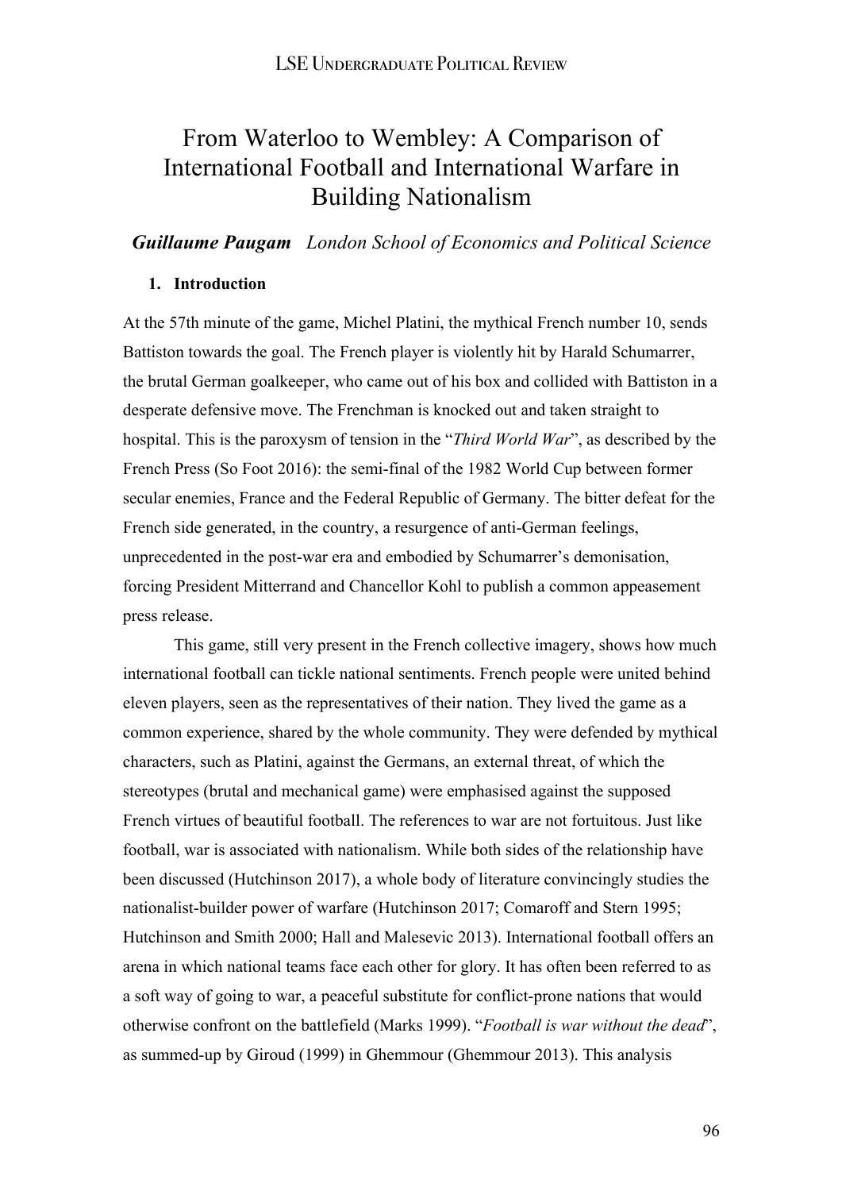# From Waterloo to Wembley: A Comparison of International Football and International Warfare in Building Nationalism

***Guillaume Paugam*** *London School of Economics and Political Science*

## 1. Introduction

At the 57th minute of the game, Michel Platini, the mythical French number 10, sends Battiston towards the goal. The French player is violently hit by Harald Schumarrer, the brutal German goalkeeper, who came out of his box and collided with Battiston in a desperate defensive move. The Frenchman is knocked out and taken straight to hospital. This is the paroxysm of tension in the "*Third World War*", as described by the French Press (So Foot 2016): the semi-final of the 1982 World Cup between former secular enemies, France and the Federal Republic of Germany. The bitter defeat for the French side generated, in the country, a resurgence of anti-German feelings, unprecedented in the post-war era and embodied by Schumarrer's demonisation, forcing President Mitterrand and Chancellor Kohl to publish a common appeasement press release.

This game, still very present in the French collective imagery, shows how much international football can tickle national sentiments. French people were united behind eleven players, seen as the representatives of their nation. They lived the game as a common experience, shared by the whole community. They were defended by mythical characters, such as Platini, against the Germans, an external threat, of which the stereotypes (brutal and mechanical game) were emphasised against the supposed French virtues of beautiful football. The references to war are not fortuitous. Just like football, war is associated with nationalism. While both sides of the relationship have been discussed (Hutchinson 2017), a whole body of literature convincingly studies the nationalist-builder power of warfare (Hutchinson 2017; Comaroff and Stern 1995; Hutchinson and Smith 2000; Hall and Malesevic 2013). International football offers an arena in which national teams face each other for glory. It has often been referred to as a soft way of going to war, a peaceful substitute for conflict-prone nations that would otherwise confront on the battlefield (Marks 1999). "*Football is war without the dead*", as summed-up by Giroud (1999) in Ghemmour (Ghemmour 2013). This analysis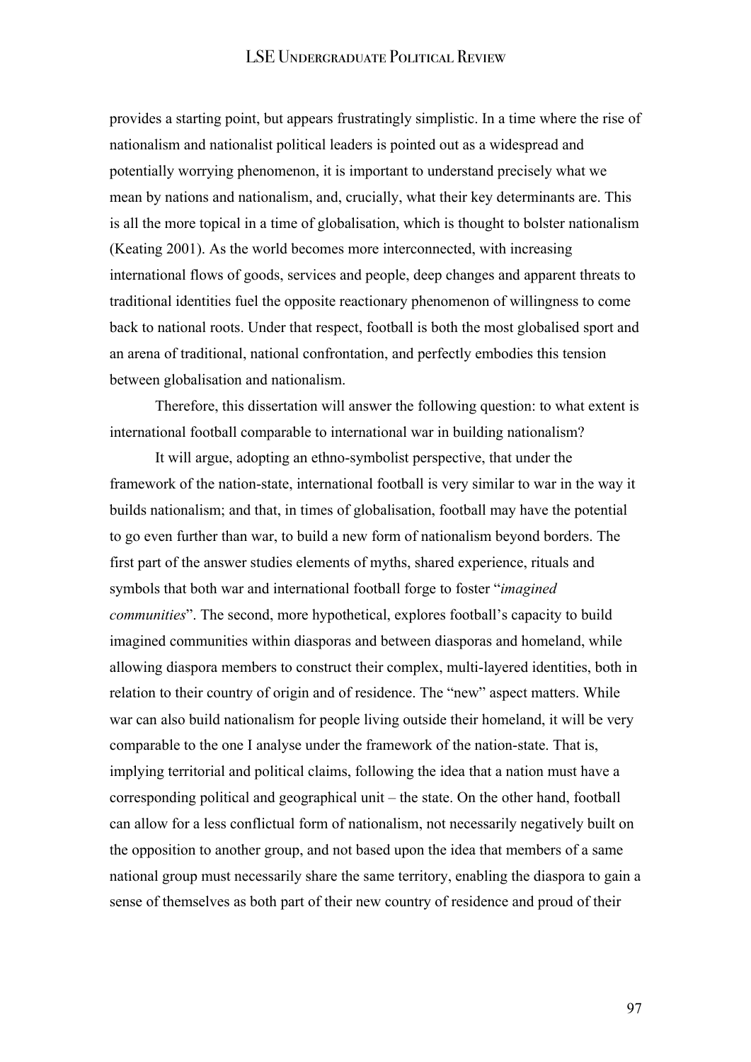provides a starting point, but appears frustratingly simplistic. In a time where the rise of nationalism and nationalist political leaders is pointed out as a widespread and potentially worrying phenomenon, it is important to understand precisely what we mean by nations and nationalism, and, crucially, what their key determinants are. This is all the more topical in a time of globalisation, which is thought to bolster nationalism (Keating 2001). As the world becomes more interconnected, with increasing international flows of goods, services and people, deep changes and apparent threats to traditional identities fuel the opposite reactionary phenomenon of willingness to come back to national roots. Under that respect, football is both the most globalised sport and an arena of traditional, national confrontation, and perfectly embodies this tension between globalisation and nationalism.

Therefore, this dissertation will answer the following question: to what extent is international football comparable to international war in building nationalism?

It will argue, adopting an ethno-symbolist perspective, that under the framework of the nation-state, international football is very similar to war in the way it builds nationalism; and that, in times of globalisation, football may have the potential to go even further than war, to build a new form of nationalism beyond borders. The first part of the answer studies elements of myths, shared experience, rituals and symbols that both war and international football forge to foster "*imagined communities*". The second, more hypothetical, explores football's capacity to build imagined communities within diasporas and between diasporas and homeland, while allowing diaspora members to construct their complex, multi-layered identities, both in relation to their country of origin and of residence. The "new" aspect matters. While war can also build nationalism for people living outside their homeland, it will be very comparable to the one I analyse under the framework of the nation-state. That is, implying territorial and political claims, following the idea that a nation must have a corresponding political and geographical unit – the state. On the other hand, football can allow for a less conflictual form of nationalism, not necessarily negatively built on the opposition to another group, and not based upon the idea that members of a same national group must necessarily share the same territory, enabling the diaspora to gain a sense of themselves as both part of their new country of residence and proud of their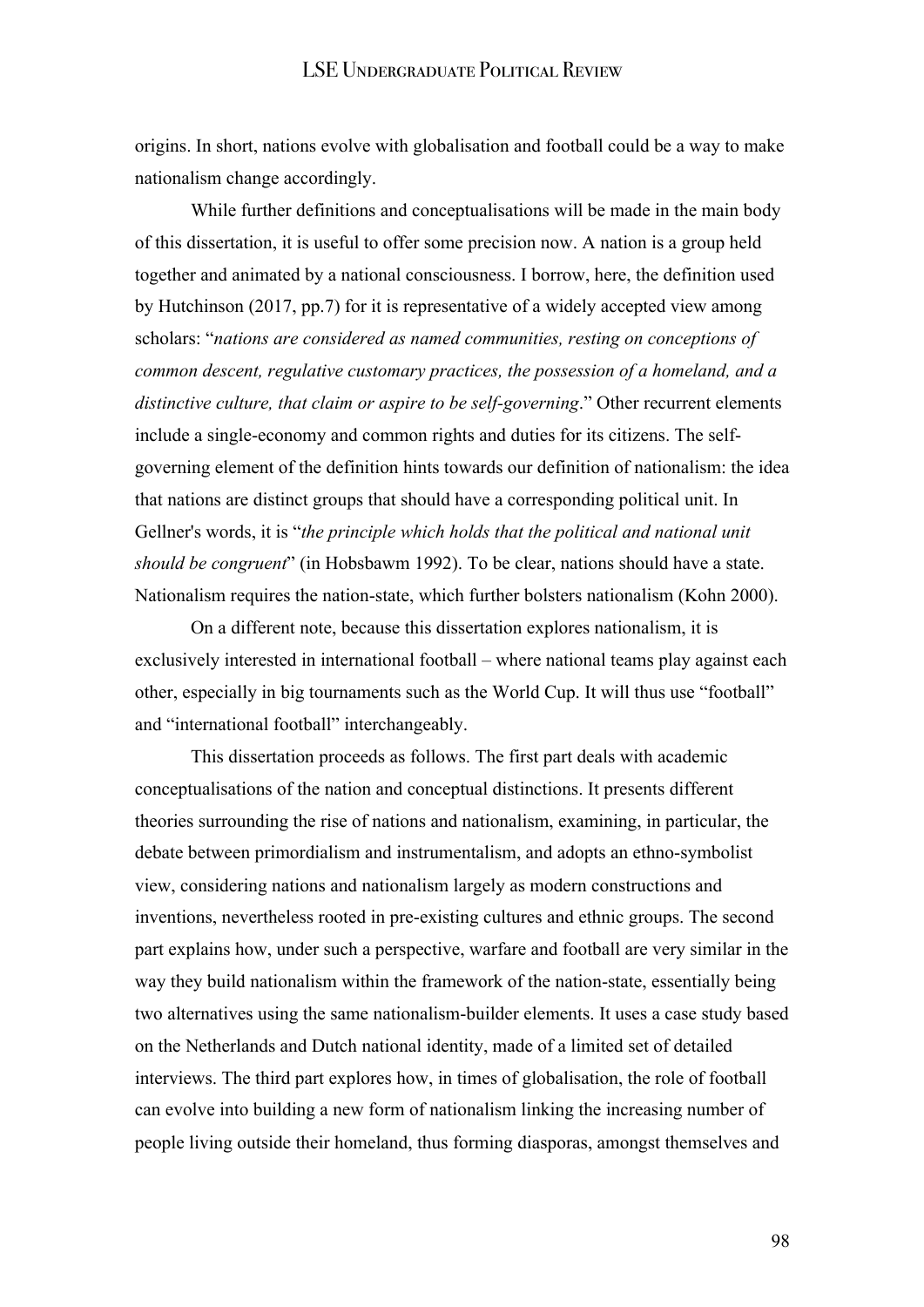origins. In short, nations evolve with globalisation and football could be a way to make nationalism change accordingly.

While further definitions and conceptualisations will be made in the main body of this dissertation, it is useful to offer some precision now. A nation is a group held together and animated by a national consciousness. I borrow, here, the definition used by Hutchinson (2017, pp.7) for it is representative of a widely accepted view among scholars: "*nations are considered as named communities, resting on conceptions of common descent, regulative customary practices, the possession of a homeland, and a distinctive culture, that claim or aspire to be self-governing*." Other recurrent elements include a single-economy and common rights and duties for its citizens. The self-governing element of the definition hints towards our definition of nationalism: the idea that nations are distinct groups that should have a corresponding political unit. In Gellner's words, it is "*the principle which holds that the political and national unit should be congruent*" (in Hobsbawm 1992). To be clear, nations should have a state. Nationalism requires the nation-state, which further bolsters nationalism (Kohn 2000).

On a different note, because this dissertation explores nationalism, it is exclusively interested in international football – where national teams play against each other, especially in big tournaments such as the World Cup. It will thus use "football" and "international football" interchangeably.

This dissertation proceeds as follows. The first part deals with academic conceptualisations of the nation and conceptual distinctions. It presents different theories surrounding the rise of nations and nationalism, examining, in particular, the debate between primordialism and instrumentalism, and adopts an ethno-symbolist view, considering nations and nationalism largely as modern constructions and inventions, nevertheless rooted in pre-existing cultures and ethnic groups. The second part explains how, under such a perspective, warfare and football are very similar in the way they build nationalism within the framework of the nation-state, essentially being two alternatives using the same nationalism-builder elements. It uses a case study based on the Netherlands and Dutch national identity, made of a limited set of detailed interviews. The third part explores how, in times of globalisation, the role of football can evolve into building a new form of nationalism linking the increasing number of people living outside their homeland, thus forming diasporas, amongst themselves and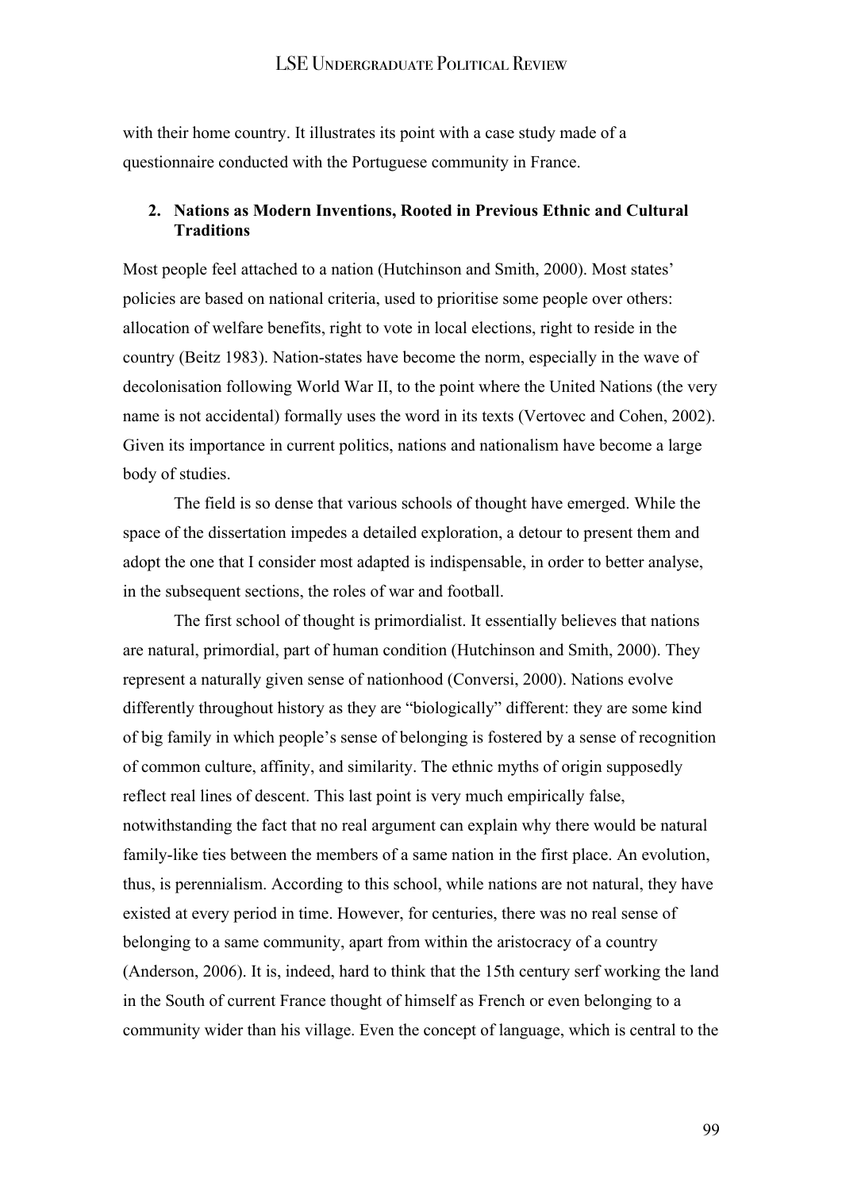with their home country. It illustrates its point with a case study made of a questionnaire conducted with the Portuguese community in France.

## 2. Nations as Modern Inventions, Rooted in Previous Ethnic and Cultural Traditions

Most people feel attached to a nation (Hutchinson and Smith, 2000). Most states' policies are based on national criteria, used to prioritise some people over others: allocation of welfare benefits, right to vote in local elections, right to reside in the country (Beitz 1983). Nation-states have become the norm, especially in the wave of decolonisation following World War II, to the point where the United Nations (the very name is not accidental) formally uses the word in its texts (Vertovec and Cohen, 2002). Given its importance in current politics, nations and nationalism have become a large body of studies.

The field is so dense that various schools of thought have emerged. While the space of the dissertation impedes a detailed exploration, a detour to present them and adopt the one that I consider most adapted is indispensable, in order to better analyse, in the subsequent sections, the roles of war and football.

The first school of thought is primordialist. It essentially believes that nations are natural, primordial, part of human condition (Hutchinson and Smith, 2000). They represent a naturally given sense of nationhood (Conversi, 2000). Nations evolve differently throughout history as they are "biologically" different: they are some kind of big family in which people's sense of belonging is fostered by a sense of recognition of common culture, affinity, and similarity. The ethnic myths of origin supposedly reflect real lines of descent. This last point is very much empirically false, notwithstanding the fact that no real argument can explain why there would be natural family-like ties between the members of a same nation in the first place. An evolution, thus, is perennialism. According to this school, while nations are not natural, they have existed at every period in time. However, for centuries, there was no real sense of belonging to a same community, apart from within the aristocracy of a country (Anderson, 2006). It is, indeed, hard to think that the 15th century serf working the land in the South of current France thought of himself as French or even belonging to a community wider than his village. Even the concept of language, which is central to the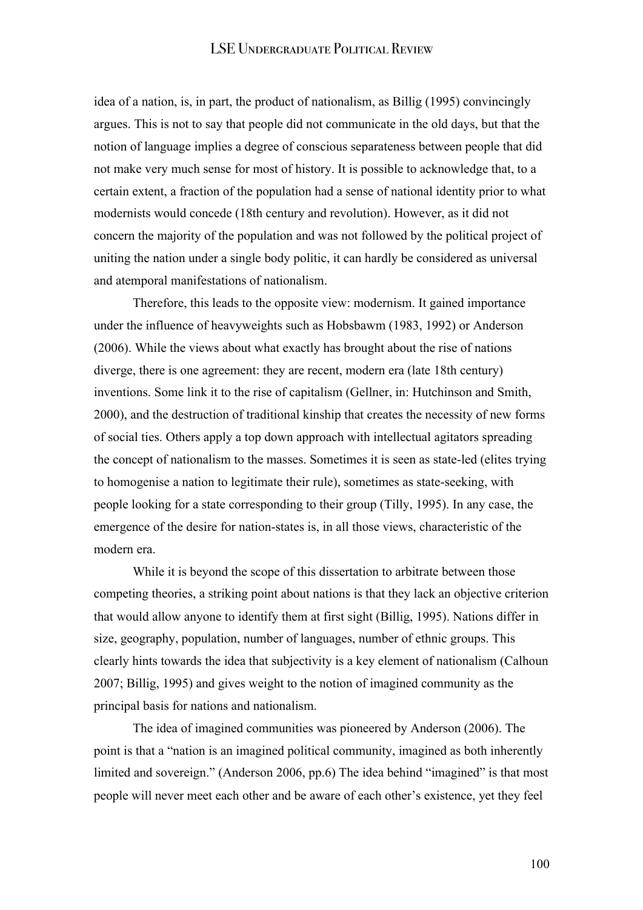idea of a nation, is, in part, the product of nationalism, as Billig (1995) convincingly argues. This is not to say that people did not communicate in the old days, but that the notion of language implies a degree of conscious separateness between people that did not make very much sense for most of history. It is possible to acknowledge that, to a certain extent, a fraction of the population had a sense of national identity prior to what modernists would concede (18th century and revolution). However, as it did not concern the majority of the population and was not followed by the political project of uniting the nation under a single body politic, it can hardly be considered as universal and atemporal manifestations of nationalism.

Therefore, this leads to the opposite view: modernism. It gained importance under the influence of heavyweights such as Hobsbawm (1983, 1992) or Anderson (2006). While the views about what exactly has brought about the rise of nations diverge, there is one agreement: they are recent, modern era (late 18th century) inventions. Some link it to the rise of capitalism (Gellner, in: Hutchinson and Smith, 2000), and the destruction of traditional kinship that creates the necessity of new forms of social ties. Others apply a top down approach with intellectual agitators spreading the concept of nationalism to the masses. Sometimes it is seen as state-led (elites trying to homogenise a nation to legitimate their rule), sometimes as state-seeking, with people looking for a state corresponding to their group (Tilly, 1995). In any case, the emergence of the desire for nation-states is, in all those views, characteristic of the modern era.

While it is beyond the scope of this dissertation to arbitrate between those competing theories, a striking point about nations is that they lack an objective criterion that would allow anyone to identify them at first sight (Billig, 1995). Nations differ in size, geography, population, number of languages, number of ethnic groups. This clearly hints towards the idea that subjectivity is a key element of nationalism (Calhoun 2007; Billig, 1995) and gives weight to the notion of imagined community as the principal basis for nations and nationalism.

The idea of imagined communities was pioneered by Anderson (2006). The point is that a "nation is an imagined political community, imagined as both inherently limited and sovereign." (Anderson 2006, pp.6) The idea behind "imagined" is that most people will never meet each other and be aware of each other's existence, yet they feel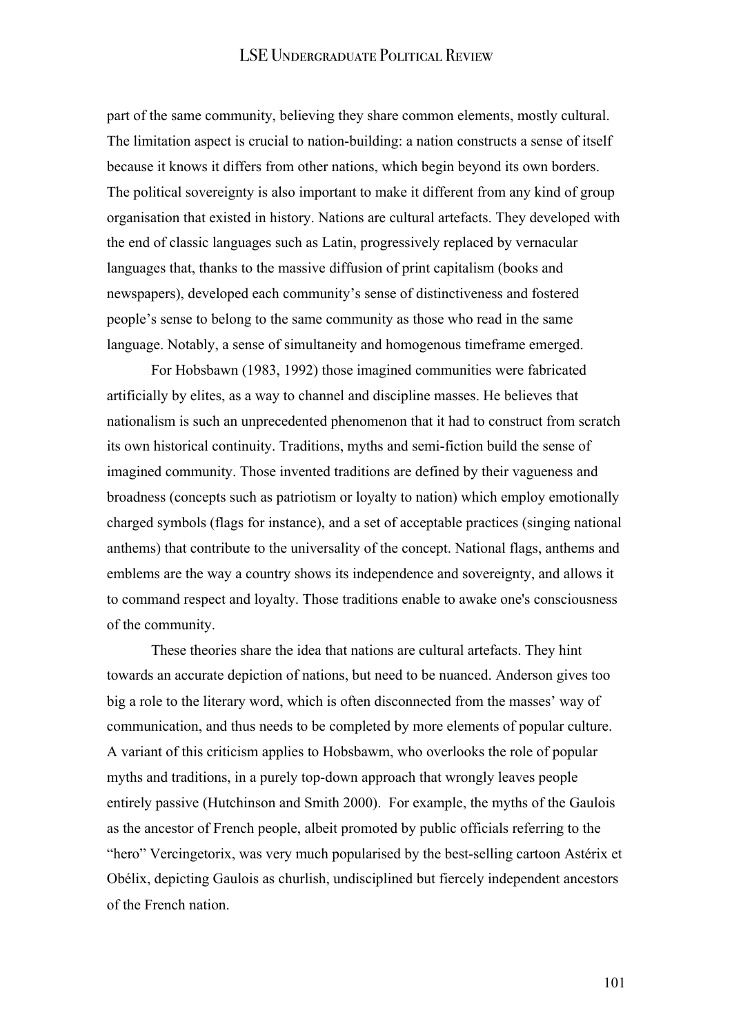part of the same community, believing they share common elements, mostly cultural. The limitation aspect is crucial to nation-building: a nation constructs a sense of itself because it knows it differs from other nations, which begin beyond its own borders. The political sovereignty is also important to make it different from any kind of group organisation that existed in history. Nations are cultural artefacts. They developed with the end of classic languages such as Latin, progressively replaced by vernacular languages that, thanks to the massive diffusion of print capitalism (books and newspapers), developed each community's sense of distinctiveness and fostered people's sense to belong to the same community as those who read in the same language. Notably, a sense of simultaneity and homogenous timeframe emerged.

For Hobsbawn (1983, 1992) those imagined communities were fabricated artificially by elites, as a way to channel and discipline masses. He believes that nationalism is such an unprecedented phenomenon that it had to construct from scratch its own historical continuity. Traditions, myths and semi-fiction build the sense of imagined community. Those invented traditions are defined by their vagueness and broadness (concepts such as patriotism or loyalty to nation) which employ emotionally charged symbols (flags for instance), and a set of acceptable practices (singing national anthems) that contribute to the universality of the concept. National flags, anthems and emblems are the way a country shows its independence and sovereignty, and allows it to command respect and loyalty. Those traditions enable to awake one's consciousness of the community.

These theories share the idea that nations are cultural artefacts. They hint towards an accurate depiction of nations, but need to be nuanced. Anderson gives too big a role to the literary word, which is often disconnected from the masses' way of communication, and thus needs to be completed by more elements of popular culture. A variant of this criticism applies to Hobsbawm, who overlooks the role of popular myths and traditions, in a purely top-down approach that wrongly leaves people entirely passive (Hutchinson and Smith 2000). For example, the myths of the Gaulois as the ancestor of French people, albeit promoted by public officials referring to the "hero" Vercingetorix, was very much popularised by the best-selling cartoon Astérix et Obélix, depicting Gaulois as churlish, undisciplined but fiercely independent ancestors of the French nation.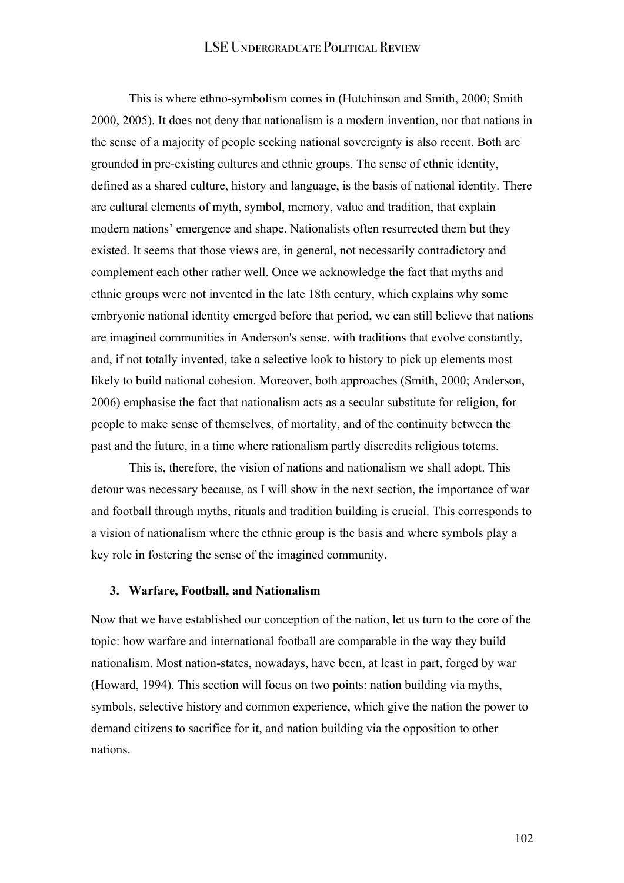This is where ethno-symbolism comes in (Hutchinson and Smith, 2000; Smith 2000, 2005). It does not deny that nationalism is a modern invention, nor that nations in the sense of a majority of people seeking national sovereignty is also recent. Both are grounded in pre-existing cultures and ethnic groups. The sense of ethnic identity, defined as a shared culture, history and language, is the basis of national identity. There are cultural elements of myth, symbol, memory, value and tradition, that explain modern nations' emergence and shape. Nationalists often resurrected them but they existed. It seems that those views are, in general, not necessarily contradictory and complement each other rather well. Once we acknowledge the fact that myths and ethnic groups were not invented in the late 18th century, which explains why some embryonic national identity emerged before that period, we can still believe that nations are imagined communities in Anderson's sense, with traditions that evolve constantly, and, if not totally invented, take a selective look to history to pick up elements most likely to build national cohesion. Moreover, both approaches (Smith, 2000; Anderson, 2006) emphasise the fact that nationalism acts as a secular substitute for religion, for people to make sense of themselves, of mortality, and of the continuity between the past and the future, in a time where rationalism partly discredits religious totems.

This is, therefore, the vision of nations and nationalism we shall adopt. This detour was necessary because, as I will show in the next section, the importance of war and football through myths, rituals and tradition building is crucial. This corresponds to a vision of nationalism where the ethnic group is the basis and where symbols play a key role in fostering the sense of the imagined community.

## 3. Warfare, Football, and Nationalism

Now that we have established our conception of the nation, let us turn to the core of the topic: how warfare and international football are comparable in the way they build nationalism. Most nation-states, nowadays, have been, at least in part, forged by war (Howard, 1994). This section will focus on two points: nation building via myths, symbols, selective history and common experience, which give the nation the power to demand citizens to sacrifice for it, and nation building via the opposition to other nations.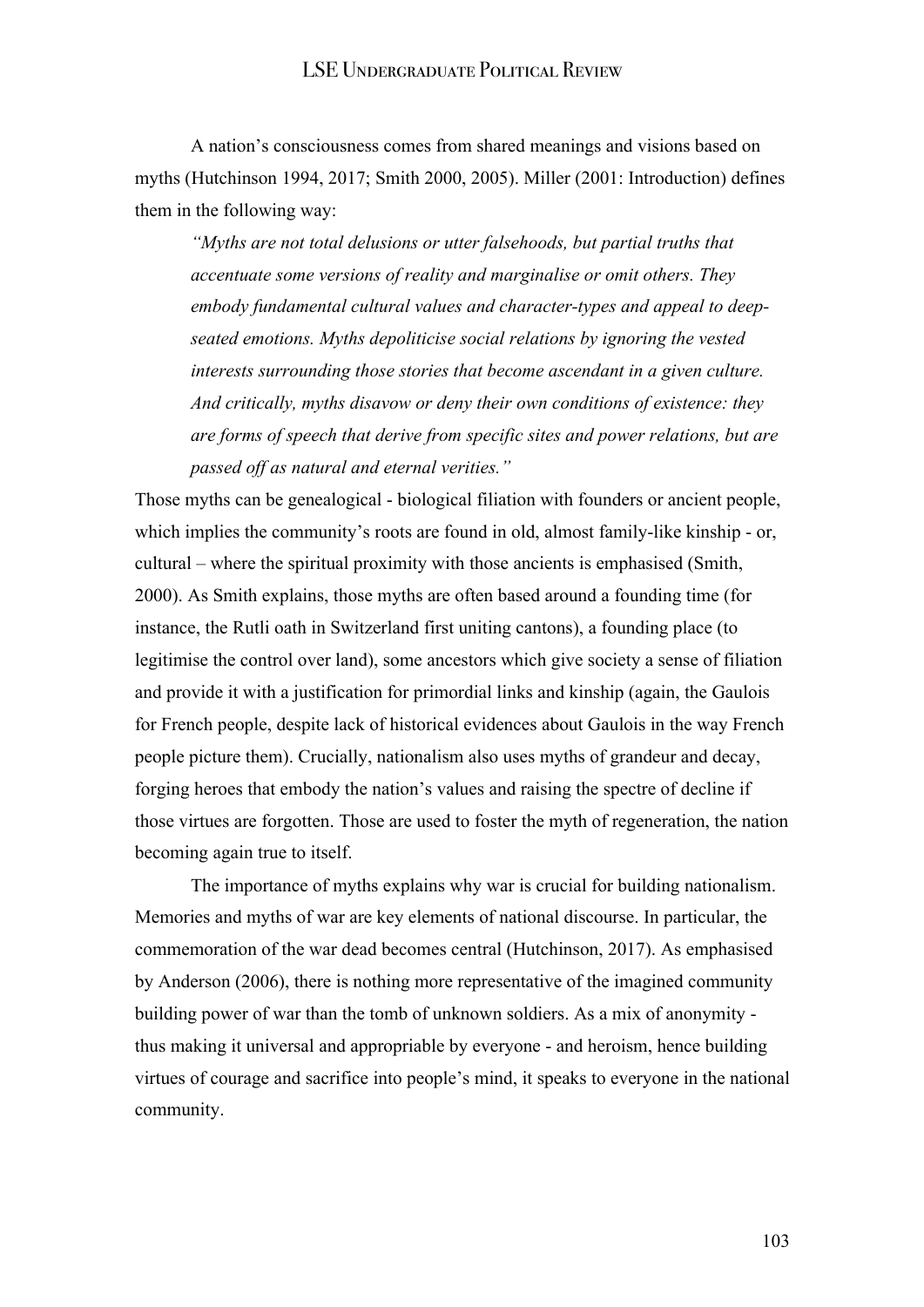A nation's consciousness comes from shared meanings and visions based on myths (Hutchinson 1994, 2017; Smith 2000, 2005). Miller (2001: Introduction) defines them in the following way:

> *"Myths are not total delusions or utter falsehoods, but partial truths that accentuate some versions of reality and marginalise or omit others. They embody fundamental cultural values and character-types and appeal to deep-seated emotions. Myths depoliticise social relations by ignoring the vested interests surrounding those stories that become ascendant in a given culture. And critically, myths disavow or deny their own conditions of existence: they are forms of speech that derive from specific sites and power relations, but are passed off as natural and eternal verities."*

Those myths can be genealogical - biological filiation with founders or ancient people, which implies the community's roots are found in old, almost family-like kinship - or, cultural – where the spiritual proximity with those ancients is emphasised (Smith, 2000). As Smith explains, those myths are often based around a founding time (for instance, the Rutli oath in Switzerland first uniting cantons), a founding place (to legitimise the control over land), some ancestors which give society a sense of filiation and provide it with a justification for primordial links and kinship (again, the Gaulois for French people, despite lack of historical evidences about Gaulois in the way French people picture them). Crucially, nationalism also uses myths of grandeur and decay, forging heroes that embody the nation's values and raising the spectre of decline if those virtues are forgotten. Those are used to foster the myth of regeneration, the nation becoming again true to itself.

The importance of myths explains why war is crucial for building nationalism. Memories and myths of war are key elements of national discourse. In particular, the commemoration of the war dead becomes central (Hutchinson, 2017). As emphasised by Anderson (2006), there is nothing more representative of the imagined community building power of war than the tomb of unknown soldiers. As a mix of anonymity - thus making it universal and appropriable by everyone - and heroism, hence building virtues of courage and sacrifice into people's mind, it speaks to everyone in the national community.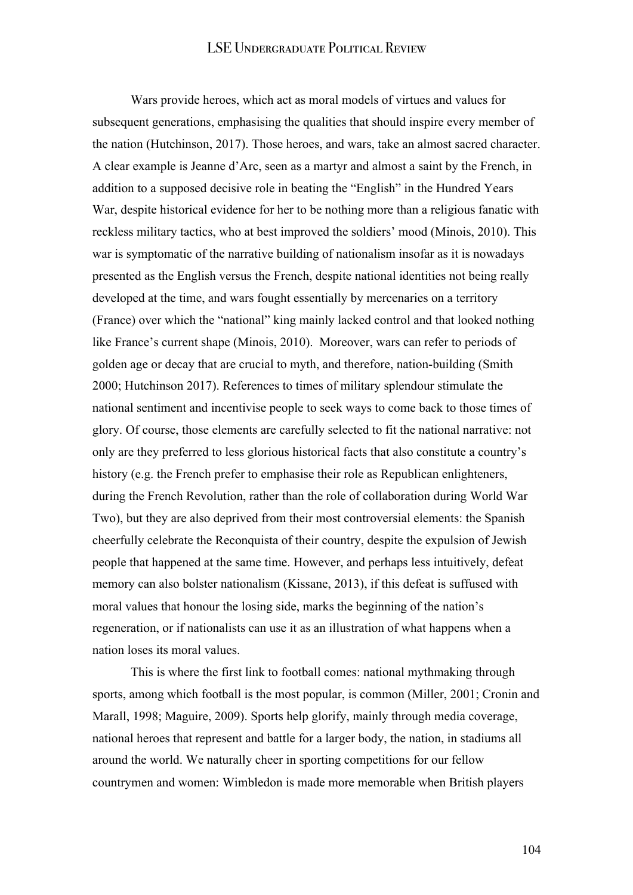Wars provide heroes, which act as moral models of virtues and values for subsequent generations, emphasising the qualities that should inspire every member of the nation (Hutchinson, 2017). Those heroes, and wars, take an almost sacred character. A clear example is Jeanne d'Arc, seen as a martyr and almost a saint by the French, in addition to a supposed decisive role in beating the "English" in the Hundred Years War, despite historical evidence for her to be nothing more than a religious fanatic with reckless military tactics, who at best improved the soldiers' mood (Minois, 2010). This war is symptomatic of the narrative building of nationalism insofar as it is nowadays presented as the English versus the French, despite national identities not being really developed at the time, and wars fought essentially by mercenaries on a territory (France) over which the "national" king mainly lacked control and that looked nothing like France's current shape (Minois, 2010). Moreover, wars can refer to periods of golden age or decay that are crucial to myth, and therefore, nation-building (Smith 2000; Hutchinson 2017). References to times of military splendour stimulate the national sentiment and incentivise people to seek ways to come back to those times of glory. Of course, those elements are carefully selected to fit the national narrative: not only are they preferred to less glorious historical facts that also constitute a country's history (e.g. the French prefer to emphasise their role as Republican enlighteners, during the French Revolution, rather than the role of collaboration during World War Two), but they are also deprived from their most controversial elements: the Spanish cheerfully celebrate the Reconquista of their country, despite the expulsion of Jewish people that happened at the same time. However, and perhaps less intuitively, defeat memory can also bolster nationalism (Kissane, 2013), if this defeat is suffused with moral values that honour the losing side, marks the beginning of the nation's regeneration, or if nationalists can use it as an illustration of what happens when a nation loses its moral values.

This is where the first link to football comes: national mythmaking through sports, among which football is the most popular, is common (Miller, 2001; Cronin and Marall, 1998; Maguire, 2009). Sports help glorify, mainly through media coverage, national heroes that represent and battle for a larger body, the nation, in stadiums all around the world. We naturally cheer in sporting competitions for our fellow countrymen and women: Wimbledon is made more memorable when British players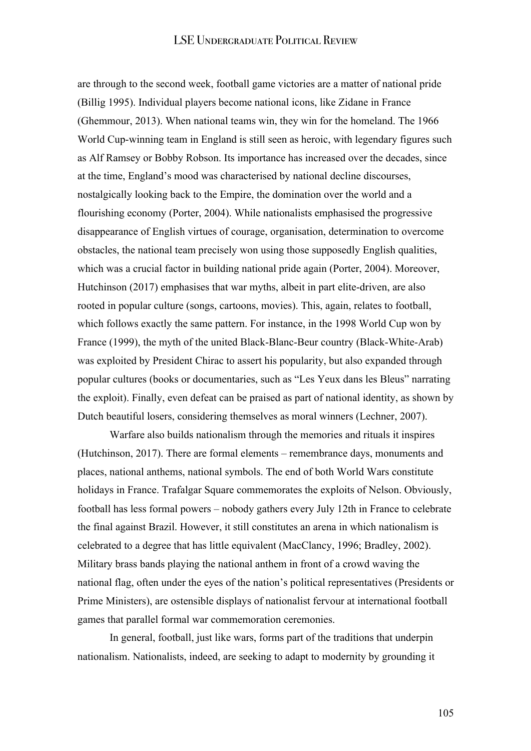are through to the second week, football game victories are a matter of national pride (Billig 1995). Individual players become national icons, like Zidane in France (Ghemmour, 2013). When national teams win, they win for the homeland. The 1966 World Cup-winning team in England is still seen as heroic, with legendary figures such as Alf Ramsey or Bobby Robson. Its importance has increased over the decades, since at the time, England's mood was characterised by national decline discourses, nostalgically looking back to the Empire, the domination over the world and a flourishing economy (Porter, 2004). While nationalists emphasised the progressive disappearance of English virtues of courage, organisation, determination to overcome obstacles, the national team precisely won using those supposedly English qualities, which was a crucial factor in building national pride again (Porter, 2004). Moreover, Hutchinson (2017) emphasises that war myths, albeit in part elite-driven, are also rooted in popular culture (songs, cartoons, movies). This, again, relates to football, which follows exactly the same pattern. For instance, in the 1998 World Cup won by France (1999), the myth of the united Black-Blanc-Beur country (Black-White-Arab) was exploited by President Chirac to assert his popularity, but also expanded through popular cultures (books or documentaries, such as "Les Yeux dans les Bleus" narrating the exploit). Finally, even defeat can be praised as part of national identity, as shown by Dutch beautiful losers, considering themselves as moral winners (Lechner, 2007).

Warfare also builds nationalism through the memories and rituals it inspires (Hutchinson, 2017). There are formal elements – remembrance days, monuments and places, national anthems, national symbols. The end of both World Wars constitute holidays in France. Trafalgar Square commemorates the exploits of Nelson. Obviously, football has less formal powers – nobody gathers every July 12th in France to celebrate the final against Brazil. However, it still constitutes an arena in which nationalism is celebrated to a degree that has little equivalent (MacClancy, 1996; Bradley, 2002). Military brass bands playing the national anthem in front of a crowd waving the national flag, often under the eyes of the nation's political representatives (Presidents or Prime Ministers), are ostensible displays of nationalist fervour at international football games that parallel formal war commemoration ceremonies.

In general, football, just like wars, forms part of the traditions that underpin nationalism. Nationalists, indeed, are seeking to adapt to modernity by grounding it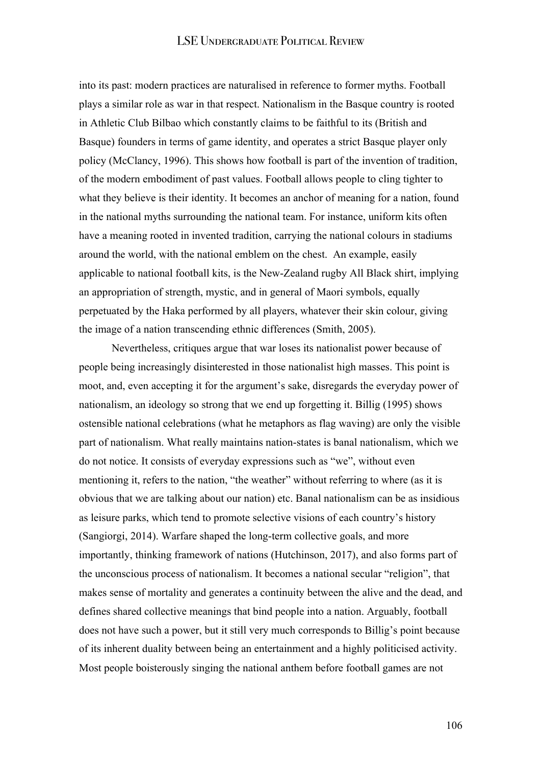into its past: modern practices are naturalised in reference to former myths. Football plays a similar role as war in that respect. Nationalism in the Basque country is rooted in Athletic Club Bilbao which constantly claims to be faithful to its (British and Basque) founders in terms of game identity, and operates a strict Basque player only policy (McClancy, 1996). This shows how football is part of the invention of tradition, of the modern embodiment of past values. Football allows people to cling tighter to what they believe is their identity. It becomes an anchor of meaning for a nation, found in the national myths surrounding the national team. For instance, uniform kits often have a meaning rooted in invented tradition, carrying the national colours in stadiums around the world, with the national emblem on the chest. An example, easily applicable to national football kits, is the New-Zealand rugby All Black shirt, implying an appropriation of strength, mystic, and in general of Maori symbols, equally perpetuated by the Haka performed by all players, whatever their skin colour, giving the image of a nation transcending ethnic differences (Smith, 2005).

Nevertheless, critiques argue that war loses its nationalist power because of people being increasingly disinterested in those nationalist high masses. This point is moot, and, even accepting it for the argument's sake, disregards the everyday power of nationalism, an ideology so strong that we end up forgetting it. Billig (1995) shows ostensible national celebrations (what he metaphors as flag waving) are only the visible part of nationalism. What really maintains nation-states is banal nationalism, which we do not notice. It consists of everyday expressions such as "we", without even mentioning it, refers to the nation, "the weather" without referring to where (as it is obvious that we are talking about our nation) etc. Banal nationalism can be as insidious as leisure parks, which tend to promote selective visions of each country's history (Sangiorgi, 2014). Warfare shaped the long-term collective goals, and more importantly, thinking framework of nations (Hutchinson, 2017), and also forms part of the unconscious process of nationalism. It becomes a national secular "religion", that makes sense of mortality and generates a continuity between the alive and the dead, and defines shared collective meanings that bind people into a nation. Arguably, football does not have such a power, but it still very much corresponds to Billig's point because of its inherent duality between being an entertainment and a highly politicised activity. Most people boisterously singing the national anthem before football games are not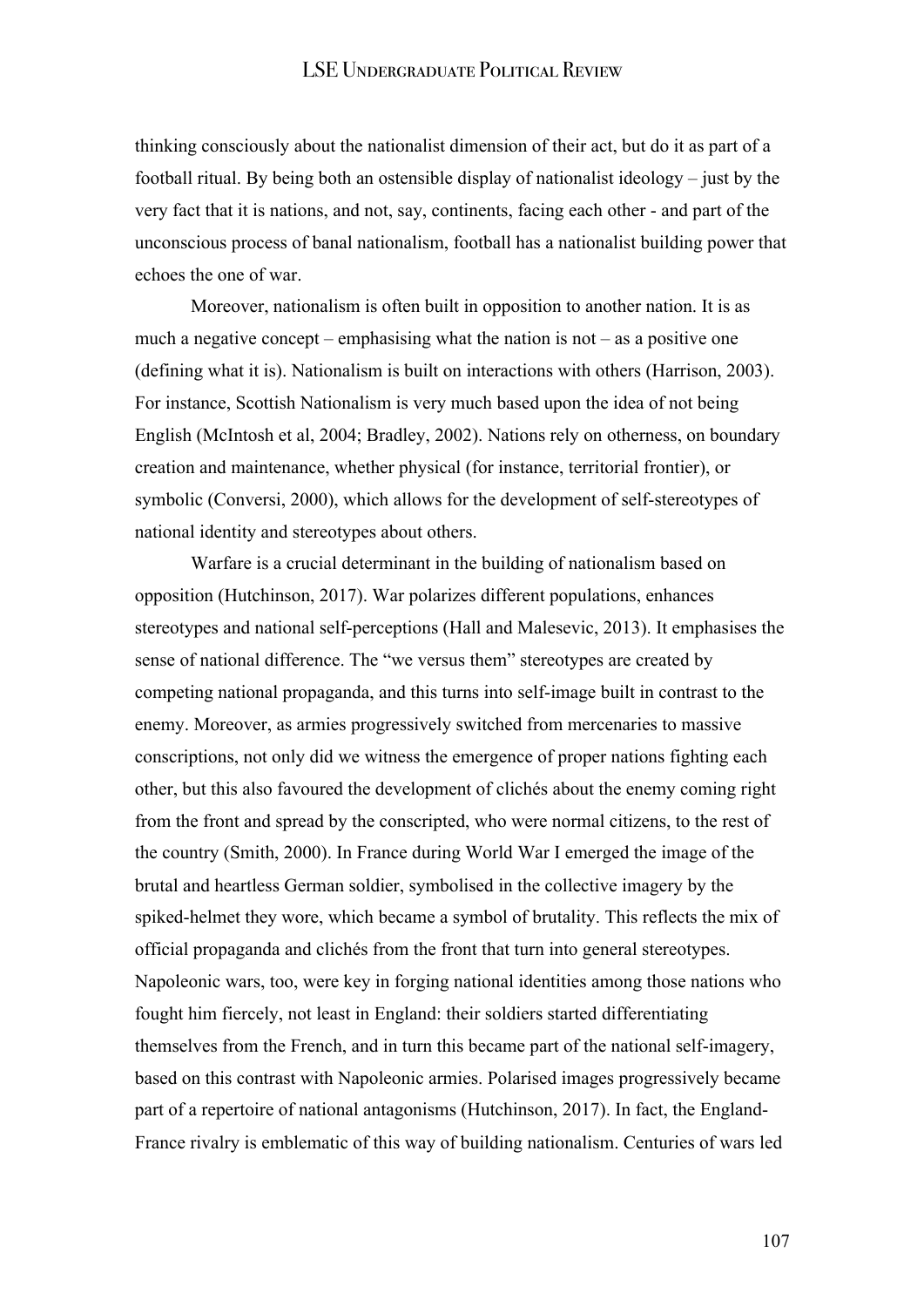thinking consciously about the nationalist dimension of their act, but do it as part of a football ritual. By being both an ostensible display of nationalist ideology – just by the very fact that it is nations, and not, say, continents, facing each other - and part of the unconscious process of banal nationalism, football has a nationalist building power that echoes the one of war.

Moreover, nationalism is often built in opposition to another nation. It is as much a negative concept – emphasising what the nation is not – as a positive one (defining what it is). Nationalism is built on interactions with others (Harrison, 2003). For instance, Scottish Nationalism is very much based upon the idea of not being English (McIntosh et al, 2004; Bradley, 2002). Nations rely on otherness, on boundary creation and maintenance, whether physical (for instance, territorial frontier), or symbolic (Conversi, 2000), which allows for the development of self-stereotypes of national identity and stereotypes about others.

Warfare is a crucial determinant in the building of nationalism based on opposition (Hutchinson, 2017). War polarizes different populations, enhances stereotypes and national self-perceptions (Hall and Malesevic, 2013). It emphasises the sense of national difference. The "we versus them" stereotypes are created by competing national propaganda, and this turns into self-image built in contrast to the enemy. Moreover, as armies progressively switched from mercenaries to massive conscriptions, not only did we witness the emergence of proper nations fighting each other, but this also favoured the development of clichés about the enemy coming right from the front and spread by the conscripted, who were normal citizens, to the rest of the country (Smith, 2000). In France during World War I emerged the image of the brutal and heartless German soldier, symbolised in the collective imagery by the spiked-helmet they wore, which became a symbol of brutality. This reflects the mix of official propaganda and clichés from the front that turn into general stereotypes. Napoleonic wars, too, were key in forging national identities among those nations who fought him fiercely, not least in England: their soldiers started differentiating themselves from the French, and in turn this became part of the national self-imagery, based on this contrast with Napoleonic armies. Polarised images progressively became part of a repertoire of national antagonisms (Hutchinson, 2017). In fact, the England-France rivalry is emblematic of this way of building nationalism. Centuries of wars led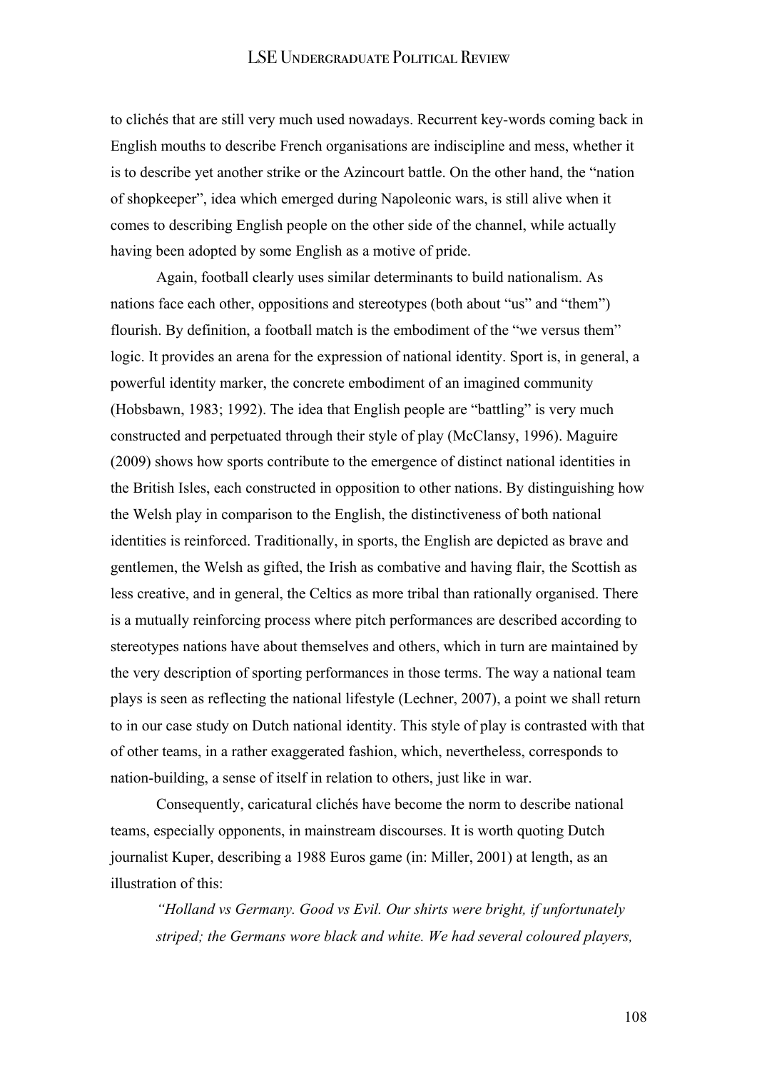to clichés that are still very much used nowadays. Recurrent key-words coming back in English mouths to describe French organisations are indiscipline and mess, whether it is to describe yet another strike or the Azincourt battle. On the other hand, the "nation of shopkeeper", idea which emerged during Napoleonic wars, is still alive when it comes to describing English people on the other side of the channel, while actually having been adopted by some English as a motive of pride.

Again, football clearly uses similar determinants to build nationalism. As nations face each other, oppositions and stereotypes (both about "us" and "them") flourish. By definition, a football match is the embodiment of the "we versus them" logic. It provides an arena for the expression of national identity. Sport is, in general, a powerful identity marker, the concrete embodiment of an imagined community (Hobsbawn, 1983; 1992). The idea that English people are "battling" is very much constructed and perpetuated through their style of play (McClansy, 1996). Maguire (2009) shows how sports contribute to the emergence of distinct national identities in the British Isles, each constructed in opposition to other nations. By distinguishing how the Welsh play in comparison to the English, the distinctiveness of both national identities is reinforced. Traditionally, in sports, the English are depicted as brave and gentlemen, the Welsh as gifted, the Irish as combative and having flair, the Scottish as less creative, and in general, the Celtics as more tribal than rationally organised. There is a mutually reinforcing process where pitch performances are described according to stereotypes nations have about themselves and others, which in turn are maintained by the very description of sporting performances in those terms. The way a national team plays is seen as reflecting the national lifestyle (Lechner, 2007), a point we shall return to in our case study on Dutch national identity. This style of play is contrasted with that of other teams, in a rather exaggerated fashion, which, nevertheless, corresponds to nation-building, a sense of itself in relation to others, just like in war.

Consequently, caricatural clichés have become the norm to describe national teams, especially opponents, in mainstream discourses. It is worth quoting Dutch journalist Kuper, describing a 1988 Euros game (in: Miller, 2001) at length, as an illustration of this:

> *"Holland vs Germany. Good vs Evil. Our shirts were bright, if unfortunately striped; the Germans wore black and white. We had several coloured players,*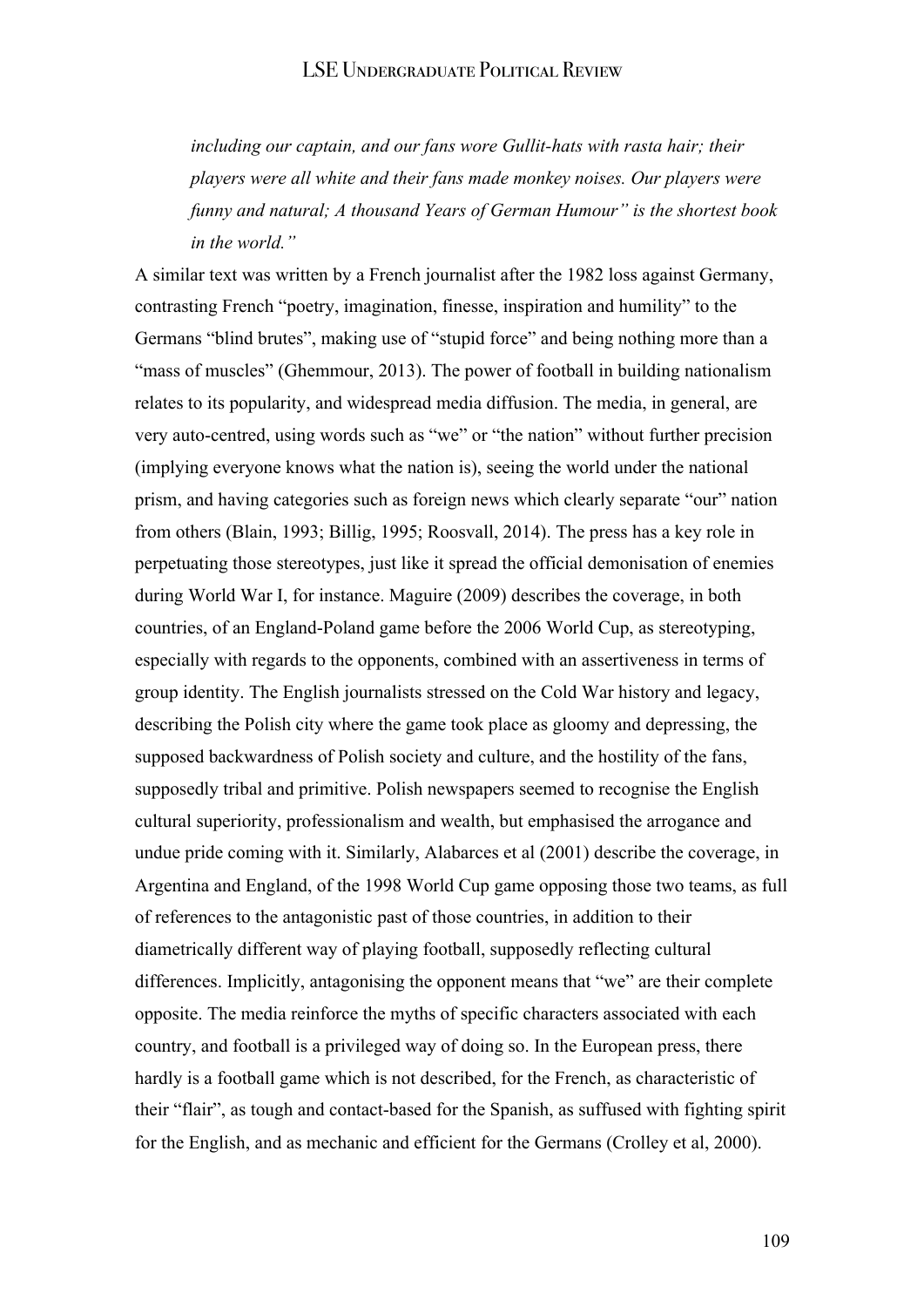*including our captain, and our fans wore Gullit-hats with rasta hair; their players were all white and their fans made monkey noises. Our players were funny and natural; A thousand Years of German Humour" is the shortest book in the world."*

A similar text was written by a French journalist after the 1982 loss against Germany, contrasting French "poetry, imagination, finesse, inspiration and humility" to the Germans "blind brutes", making use of "stupid force" and being nothing more than a "mass of muscles" (Ghemmour, 2013). The power of football in building nationalism relates to its popularity, and widespread media diffusion. The media, in general, are very auto-centred, using words such as "we" or "the nation" without further precision (implying everyone knows what the nation is), seeing the world under the national prism, and having categories such as foreign news which clearly separate "our" nation from others (Blain, 1993; Billig, 1995; Roosvall, 2014). The press has a key role in perpetuating those stereotypes, just like it spread the official demonisation of enemies during World War I, for instance. Maguire (2009) describes the coverage, in both countries, of an England-Poland game before the 2006 World Cup, as stereotyping, especially with regards to the opponents, combined with an assertiveness in terms of group identity. The English journalists stressed on the Cold War history and legacy, describing the Polish city where the game took place as gloomy and depressing, the supposed backwardness of Polish society and culture, and the hostility of the fans, supposedly tribal and primitive. Polish newspapers seemed to recognise the English cultural superiority, professionalism and wealth, but emphasised the arrogance and undue pride coming with it. Similarly, Alabarces et al (2001) describe the coverage, in Argentina and England, of the 1998 World Cup game opposing those two teams, as full of references to the antagonistic past of those countries, in addition to their diametrically different way of playing football, supposedly reflecting cultural differences. Implicitly, antagonising the opponent means that "we" are their complete opposite. The media reinforce the myths of specific characters associated with each country, and football is a privileged way of doing so. In the European press, there hardly is a football game which is not described, for the French, as characteristic of their "flair", as tough and contact-based for the Spanish, as suffused with fighting spirit for the English, and as mechanic and efficient for the Germans (Crolley et al, 2000).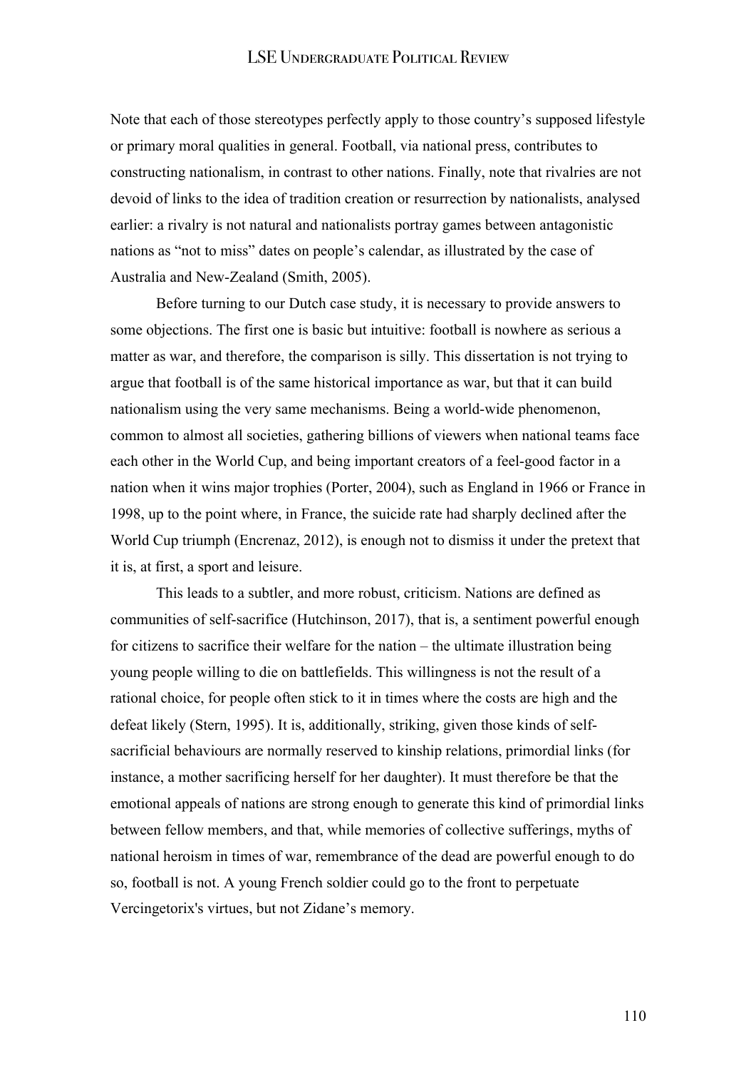Note that each of those stereotypes perfectly apply to those country's supposed lifestyle or primary moral qualities in general. Football, via national press, contributes to constructing nationalism, in contrast to other nations. Finally, note that rivalries are not devoid of links to the idea of tradition creation or resurrection by nationalists, analysed earlier: a rivalry is not natural and nationalists portray games between antagonistic nations as "not to miss" dates on people's calendar, as illustrated by the case of Australia and New-Zealand (Smith, 2005).

Before turning to our Dutch case study, it is necessary to provide answers to some objections. The first one is basic but intuitive: football is nowhere as serious a matter as war, and therefore, the comparison is silly. This dissertation is not trying to argue that football is of the same historical importance as war, but that it can build nationalism using the very same mechanisms. Being a world-wide phenomenon, common to almost all societies, gathering billions of viewers when national teams face each other in the World Cup, and being important creators of a feel-good factor in a nation when it wins major trophies (Porter, 2004), such as England in 1966 or France in 1998, up to the point where, in France, the suicide rate had sharply declined after the World Cup triumph (Encrenaz, 2012), is enough not to dismiss it under the pretext that it is, at first, a sport and leisure.

This leads to a subtler, and more robust, criticism. Nations are defined as communities of self-sacrifice (Hutchinson, 2017), that is, a sentiment powerful enough for citizens to sacrifice their welfare for the nation – the ultimate illustration being young people willing to die on battlefields. This willingness is not the result of a rational choice, for people often stick to it in times where the costs are high and the defeat likely (Stern, 1995). It is, additionally, striking, given those kinds of self-sacrificial behaviours are normally reserved to kinship relations, primordial links (for instance, a mother sacrificing herself for her daughter). It must therefore be that the emotional appeals of nations are strong enough to generate this kind of primordial links between fellow members, and that, while memories of collective sufferings, myths of national heroism in times of war, remembrance of the dead are powerful enough to do so, football is not. A young French soldier could go to the front to perpetuate Vercingetorix's virtues, but not Zidane's memory.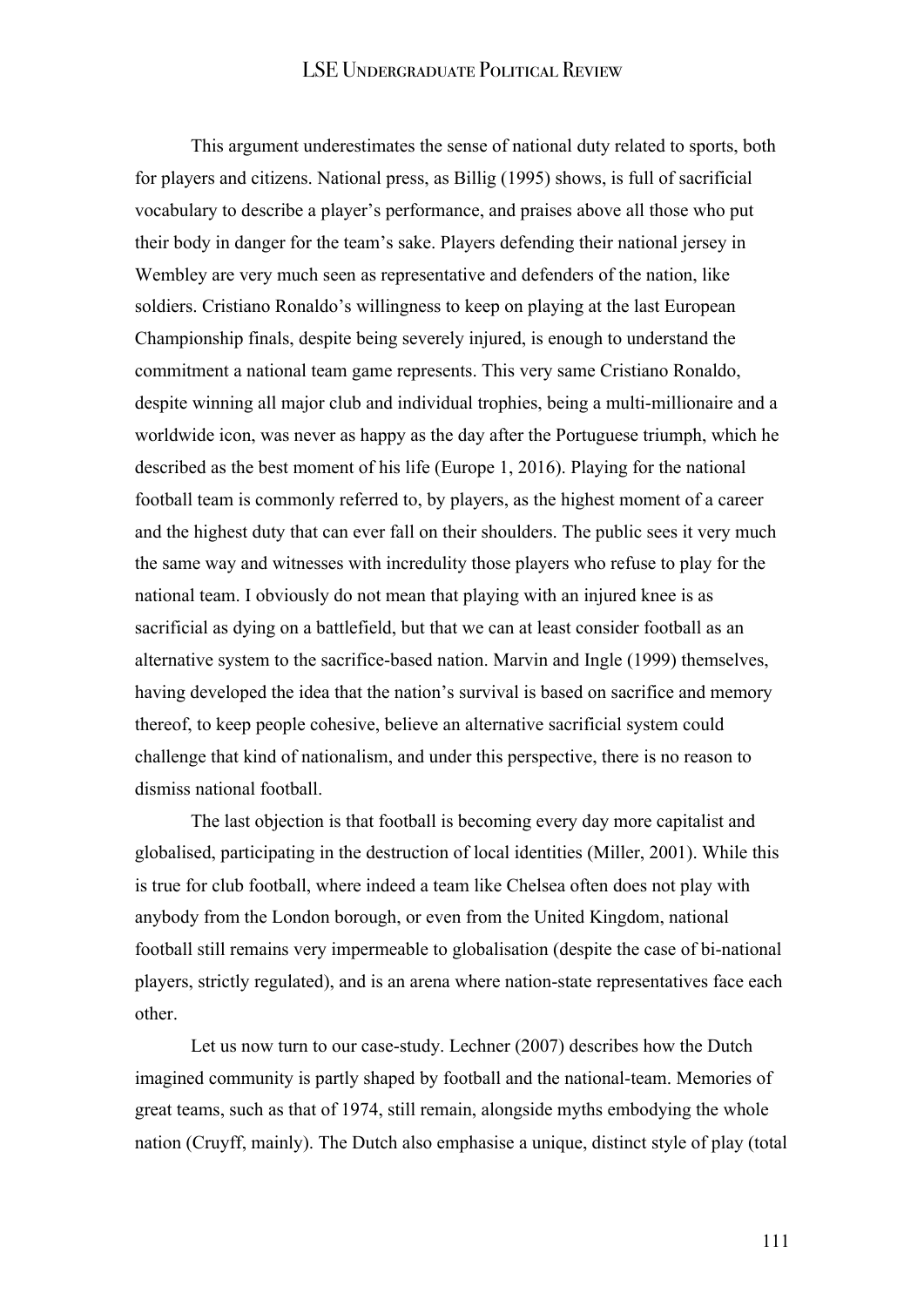This argument underestimates the sense of national duty related to sports, both for players and citizens. National press, as Billig (1995) shows, is full of sacrificial vocabulary to describe a player's performance, and praises above all those who put their body in danger for the team's sake. Players defending their national jersey in Wembley are very much seen as representative and defenders of the nation, like soldiers. Cristiano Ronaldo's willingness to keep on playing at the last European Championship finals, despite being severely injured, is enough to understand the commitment a national team game represents. This very same Cristiano Ronaldo, despite winning all major club and individual trophies, being a multi-millionaire and a worldwide icon, was never as happy as the day after the Portuguese triumph, which he described as the best moment of his life (Europe 1, 2016). Playing for the national football team is commonly referred to, by players, as the highest moment of a career and the highest duty that can ever fall on their shoulders. The public sees it very much the same way and witnesses with incredulity those players who refuse to play for the national team. I obviously do not mean that playing with an injured knee is as sacrificial as dying on a battlefield, but that we can at least consider football as an alternative system to the sacrifice-based nation. Marvin and Ingle (1999) themselves, having developed the idea that the nation's survival is based on sacrifice and memory thereof, to keep people cohesive, believe an alternative sacrificial system could challenge that kind of nationalism, and under this perspective, there is no reason to dismiss national football.

The last objection is that football is becoming every day more capitalist and globalised, participating in the destruction of local identities (Miller, 2001). While this is true for club football, where indeed a team like Chelsea often does not play with anybody from the London borough, or even from the United Kingdom, national football still remains very impermeable to globalisation (despite the case of bi-national players, strictly regulated), and is an arena where nation-state representatives face each other.

Let us now turn to our case-study. Lechner (2007) describes how the Dutch imagined community is partly shaped by football and the national-team. Memories of great teams, such as that of 1974, still remain, alongside myths embodying the whole nation (Cruyff, mainly). The Dutch also emphasise a unique, distinct style of play (total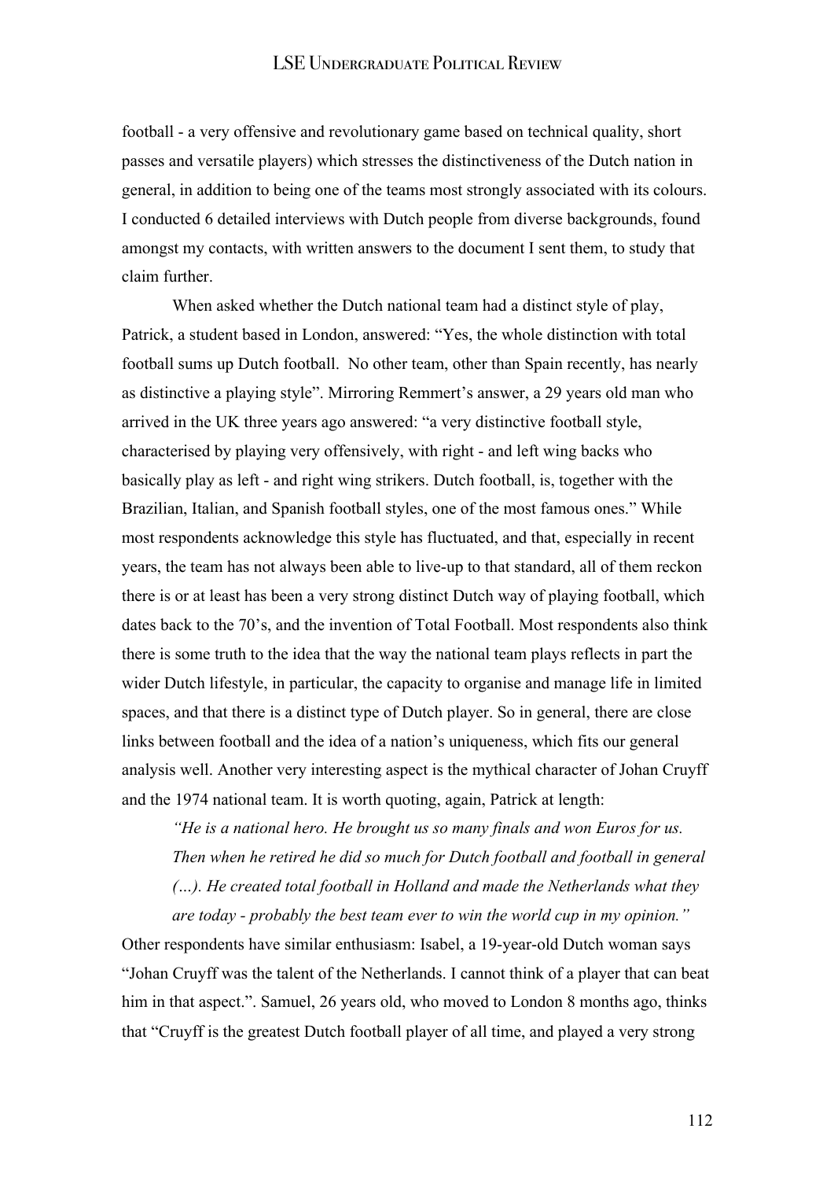football - a very offensive and revolutionary game based on technical quality, short passes and versatile players) which stresses the distinctiveness of the Dutch nation in general, in addition to being one of the teams most strongly associated with its colours. I conducted 6 detailed interviews with Dutch people from diverse backgrounds, found amongst my contacts, with written answers to the document I sent them, to study that claim further.

When asked whether the Dutch national team had a distinct style of play, Patrick, a student based in London, answered: "Yes, the whole distinction with total football sums up Dutch football. No other team, other than Spain recently, has nearly as distinctive a playing style". Mirroring Remmert's answer, a 29 years old man who arrived in the UK three years ago answered: "a very distinctive football style, characterised by playing very offensively, with right - and left wing backs who basically play as left - and right wing strikers. Dutch football, is, together with the Brazilian, Italian, and Spanish football styles, one of the most famous ones." While most respondents acknowledge this style has fluctuated, and that, especially in recent years, the team has not always been able to live-up to that standard, all of them reckon there is or at least has been a very strong distinct Dutch way of playing football, which dates back to the 70's, and the invention of Total Football. Most respondents also think there is some truth to the idea that the way the national team plays reflects in part the wider Dutch lifestyle, in particular, the capacity to organise and manage life in limited spaces, and that there is a distinct type of Dutch player. So in general, there are close links between football and the idea of a nation's uniqueness, which fits our general analysis well. Another very interesting aspect is the mythical character of Johan Cruyff and the 1974 national team. It is worth quoting, again, Patrick at length:

> *"He is a national hero. He brought us so many finals and won Euros for us. Then when he retired he did so much for Dutch football and football in general (…). He created total football in Holland and made the Netherlands what they are today - probably the best team ever to win the world cup in my opinion."*

Other respondents have similar enthusiasm: Isabel, a 19-year-old Dutch woman says "Johan Cruyff was the talent of the Netherlands. I cannot think of a player that can beat him in that aspect.". Samuel, 26 years old, who moved to London 8 months ago, thinks that "Cruyff is the greatest Dutch football player of all time, and played a very strong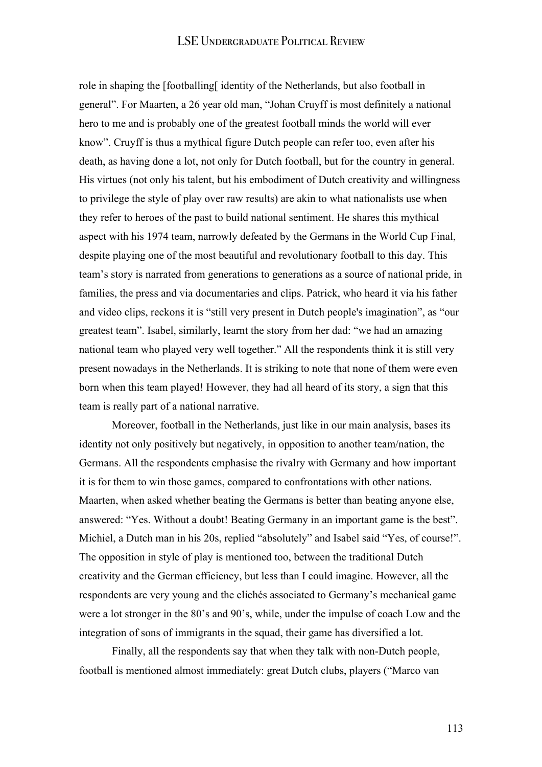role in shaping the [footballing[ identity of the Netherlands, but also football in general". For Maarten, a 26 year old man, "Johan Cruyff is most definitely a national hero to me and is probably one of the greatest football minds the world will ever know". Cruyff is thus a mythical figure Dutch people can refer too, even after his death, as having done a lot, not only for Dutch football, but for the country in general. His virtues (not only his talent, but his embodiment of Dutch creativity and willingness to privilege the style of play over raw results) are akin to what nationalists use when they refer to heroes of the past to build national sentiment. He shares this mythical aspect with his 1974 team, narrowly defeated by the Germans in the World Cup Final, despite playing one of the most beautiful and revolutionary football to this day. This team's story is narrated from generations to generations as a source of national pride, in families, the press and via documentaries and clips. Patrick, who heard it via his father and video clips, reckons it is "still very present in Dutch people's imagination", as "our greatest team". Isabel, similarly, learnt the story from her dad: "we had an amazing national team who played very well together." All the respondents think it is still very present nowadays in the Netherlands. It is striking to note that none of them were even born when this team played! However, they had all heard of its story, a sign that this team is really part of a national narrative.

Moreover, football in the Netherlands, just like in our main analysis, bases its identity not only positively but negatively, in opposition to another team/nation, the Germans. All the respondents emphasise the rivalry with Germany and how important it is for them to win those games, compared to confrontations with other nations. Maarten, when asked whether beating the Germans is better than beating anyone else, answered: "Yes. Without a doubt! Beating Germany in an important game is the best". Michiel, a Dutch man in his 20s, replied "absolutely" and Isabel said "Yes, of course!". The opposition in style of play is mentioned too, between the traditional Dutch creativity and the German efficiency, but less than I could imagine. However, all the respondents are very young and the clichés associated to Germany's mechanical game were a lot stronger in the 80's and 90's, while, under the impulse of coach Low and the integration of sons of immigrants in the squad, their game has diversified a lot.

Finally, all the respondents say that when they talk with non-Dutch people, football is mentioned almost immediately: great Dutch clubs, players ("Marco van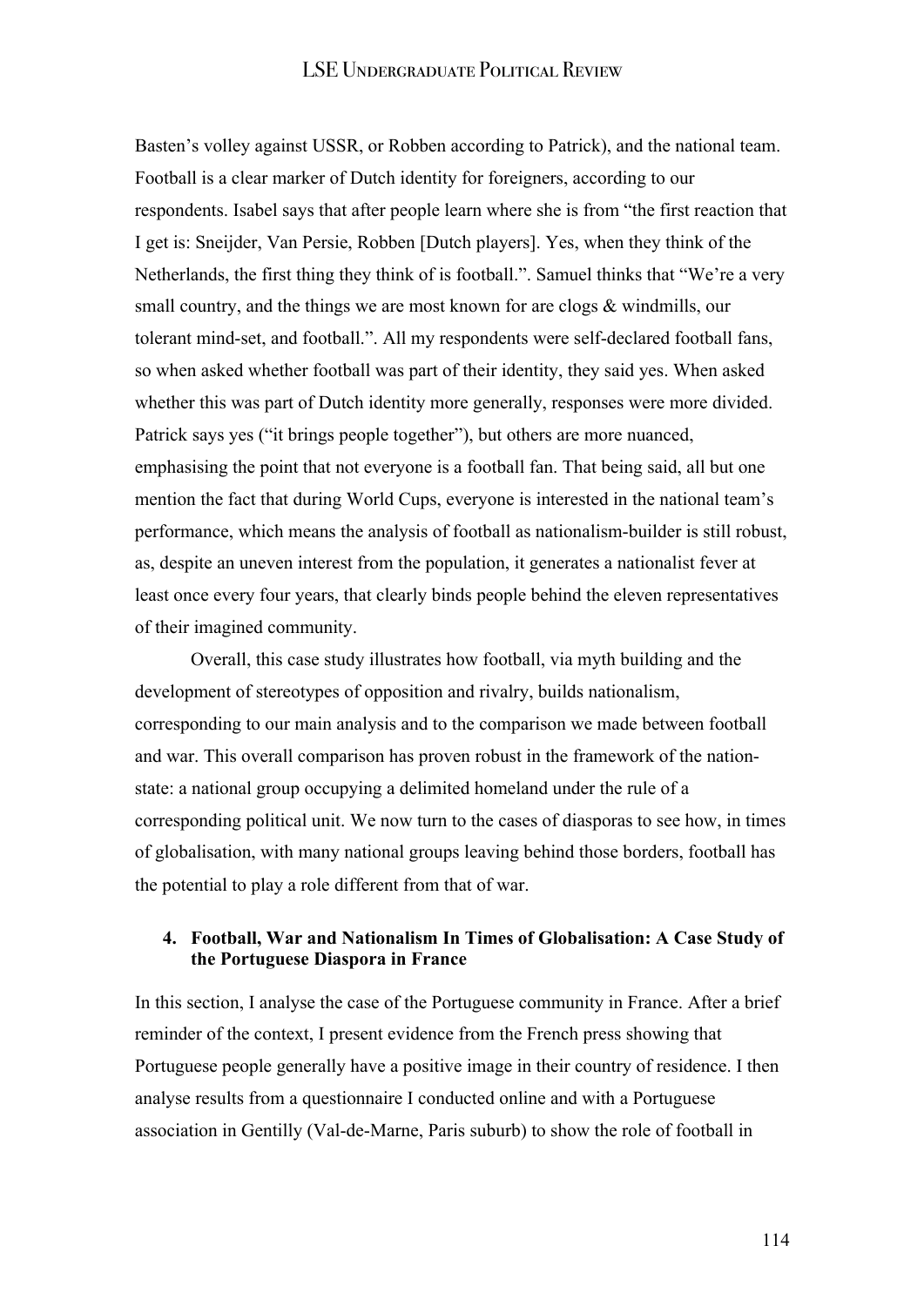Basten's volley against USSR, or Robben according to Patrick), and the national team. Football is a clear marker of Dutch identity for foreigners, according to our respondents. Isabel says that after people learn where she is from "the first reaction that I get is: Sneijder, Van Persie, Robben [Dutch players]. Yes, when they think of the Netherlands, the first thing they think of is football.". Samuel thinks that "We're a very small country, and the things we are most known for are clogs & windmills, our tolerant mind-set, and football.". All my respondents were self-declared football fans, so when asked whether football was part of their identity, they said yes. When asked whether this was part of Dutch identity more generally, responses were more divided. Patrick says yes ("it brings people together"), but others are more nuanced, emphasising the point that not everyone is a football fan. That being said, all but one mention the fact that during World Cups, everyone is interested in the national team's performance, which means the analysis of football as nationalism-builder is still robust, as, despite an uneven interest from the population, it generates a nationalist fever at least once every four years, that clearly binds people behind the eleven representatives of their imagined community.

Overall, this case study illustrates how football, via myth building and the development of stereotypes of opposition and rivalry, builds nationalism, corresponding to our main analysis and to the comparison we made between football and war. This overall comparison has proven robust in the framework of the nation-state: a national group occupying a delimited homeland under the rule of a corresponding political unit. We now turn to the cases of diasporas to see how, in times of globalisation, with many national groups leaving behind those borders, football has the potential to play a role different from that of war.

## 4. Football, War and Nationalism In Times of Globalisation: A Case Study of the Portuguese Diaspora in France

In this section, I analyse the case of the Portuguese community in France. After a brief reminder of the context, I present evidence from the French press showing that Portuguese people generally have a positive image in their country of residence. I then analyse results from a questionnaire I conducted online and with a Portuguese association in Gentilly (Val-de-Marne, Paris suburb) to show the role of football in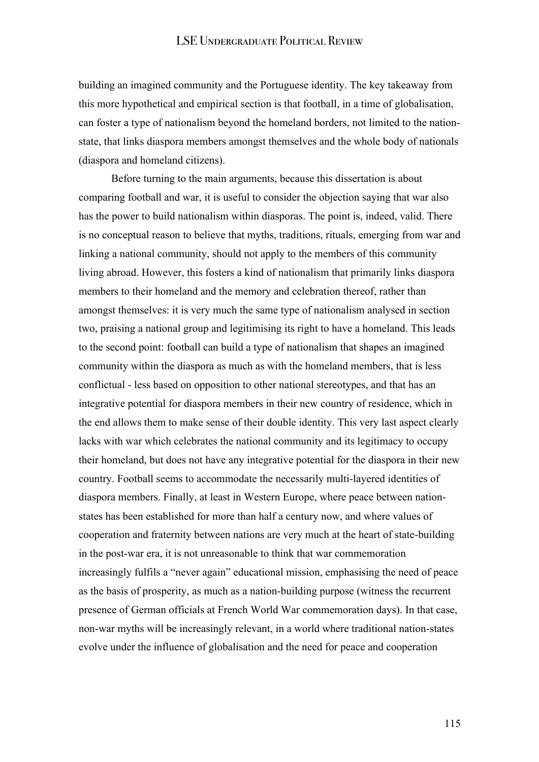building an imagined community and the Portuguese identity. The key takeaway from this more hypothetical and empirical section is that football, in a time of globalisation, can foster a type of nationalism beyond the homeland borders, not limited to the nation-state, that links diaspora members amongst themselves and the whole body of nationals (diaspora and homeland citizens).

Before turning to the main arguments, because this dissertation is about comparing football and war, it is useful to consider the objection saying that war also has the power to build nationalism within diasporas. The point is, indeed, valid. There is no conceptual reason to believe that myths, traditions, rituals, emerging from war and linking a national community, should not apply to the members of this community living abroad. However, this fosters a kind of nationalism that primarily links diaspora members to their homeland and the memory and celebration thereof, rather than amongst themselves: it is very much the same type of nationalism analysed in section two, praising a national group and legitimising its right to have a homeland. This leads to the second point: football can build a type of nationalism that shapes an imagined community within the diaspora as much as with the homeland members, that is less conflictual - less based on opposition to other national stereotypes, and that has an integrative potential for diaspora members in their new country of residence, which in the end allows them to make sense of their double identity. This very last aspect clearly lacks with war which celebrates the national community and its legitimacy to occupy their homeland, but does not have any integrative potential for the diaspora in their new country. Football seems to accommodate the necessarily multi-layered identities of diaspora members. Finally, at least in Western Europe, where peace between nation-states has been established for more than half a century now, and where values of cooperation and fraternity between nations are very much at the heart of state-building in the post-war era, it is not unreasonable to think that war commemoration increasingly fulfils a "never again" educational mission, emphasising the need of peace as the basis of prosperity, as much as a nation-building purpose (witness the recurrent presence of German officials at French World War commemoration days). In that case, non-war myths will be increasingly relevant, in a world where traditional nation-states evolve under the influence of globalisation and the need for peace and cooperation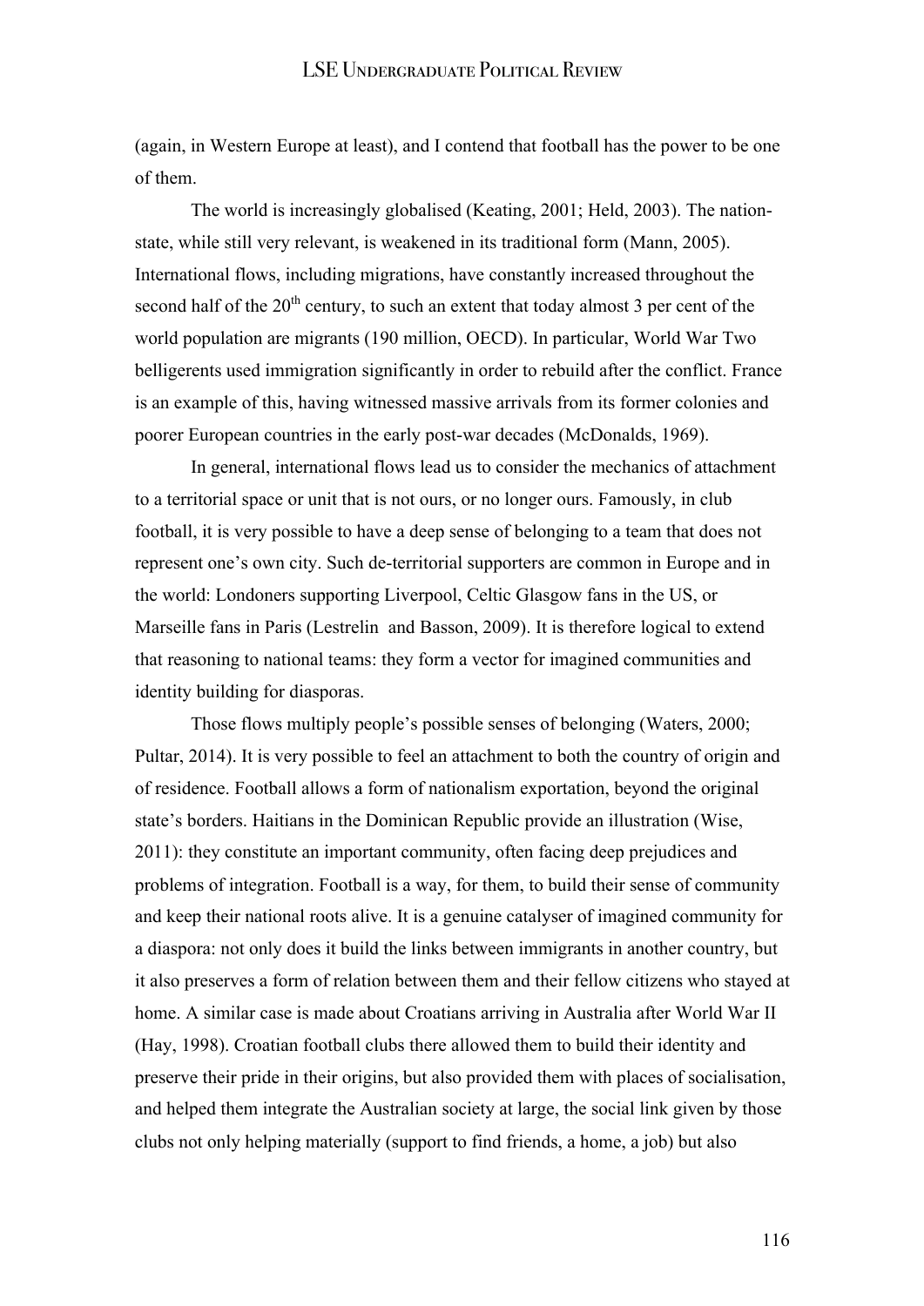(again, in Western Europe at least), and I contend that football has the power to be one of them.

The world is increasingly globalised (Keating, 2001; Held, 2003). The nation-state, while still very relevant, is weakened in its traditional form (Mann, 2005). International flows, including migrations, have constantly increased throughout the second half of the 20th century, to such an extent that today almost 3 per cent of the world population are migrants (190 million, OECD). In particular, World War Two belligerents used immigration significantly in order to rebuild after the conflict. France is an example of this, having witnessed massive arrivals from its former colonies and poorer European countries in the early post-war decades (McDonalds, 1969).

In general, international flows lead us to consider the mechanics of attachment to a territorial space or unit that is not ours, or no longer ours. Famously, in club football, it is very possible to have a deep sense of belonging to a team that does not represent one's own city. Such de-territorial supporters are common in Europe and in the world: Londoners supporting Liverpool, Celtic Glasgow fans in the US, or Marseille fans in Paris (Lestrelin and Basson, 2009). It is therefore logical to extend that reasoning to national teams: they form a vector for imagined communities and identity building for diasporas.

Those flows multiply people's possible senses of belonging (Waters, 2000; Pultar, 2014). It is very possible to feel an attachment to both the country of origin and of residence. Football allows a form of nationalism exportation, beyond the original state's borders. Haitians in the Dominican Republic provide an illustration (Wise, 2011): they constitute an important community, often facing deep prejudices and problems of integration. Football is a way, for them, to build their sense of community and keep their national roots alive. It is a genuine catalyser of imagined community for a diaspora: not only does it build the links between immigrants in another country, but it also preserves a form of relation between them and their fellow citizens who stayed at home. A similar case is made about Croatians arriving in Australia after World War II (Hay, 1998). Croatian football clubs there allowed them to build their identity and preserve their pride in their origins, but also provided them with places of socialisation, and helped them integrate the Australian society at large, the social link given by those clubs not only helping materially (support to find friends, a home, a job) but also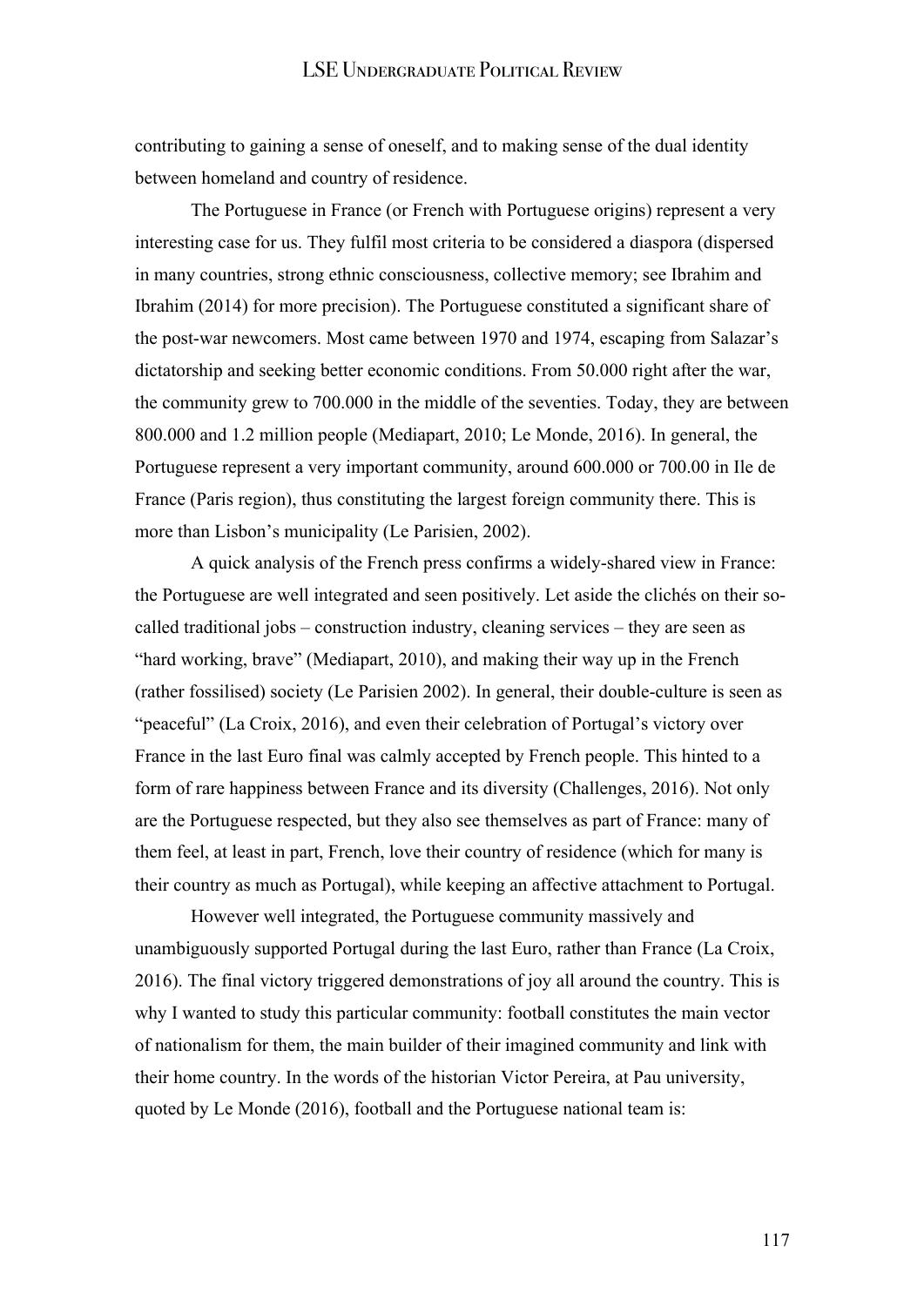contributing to gaining a sense of oneself, and to making sense of the dual identity between homeland and country of residence.

The Portuguese in France (or French with Portuguese origins) represent a very interesting case for us. They fulfil most criteria to be considered a diaspora (dispersed in many countries, strong ethnic consciousness, collective memory; see Ibrahim and Ibrahim (2014) for more precision). The Portuguese constituted a significant share of the post-war newcomers. Most came between 1970 and 1974, escaping from Salazar's dictatorship and seeking better economic conditions. From 50.000 right after the war, the community grew to 700.000 in the middle of the seventies. Today, they are between 800.000 and 1.2 million people (Mediapart, 2010; Le Monde, 2016). In general, the Portuguese represent a very important community, around 600.000 or 700.00 in Ile de France (Paris region), thus constituting the largest foreign community there. This is more than Lisbon's municipality (Le Parisien, 2002).

A quick analysis of the French press confirms a widely-shared view in France: the Portuguese are well integrated and seen positively. Let aside the clichés on their so-called traditional jobs – construction industry, cleaning services – they are seen as "hard working, brave" (Mediapart, 2010), and making their way up in the French (rather fossilised) society (Le Parisien 2002). In general, their double-culture is seen as "peaceful" (La Croix, 2016), and even their celebration of Portugal's victory over France in the last Euro final was calmly accepted by French people. This hinted to a form of rare happiness between France and its diversity (Challenges, 2016). Not only are the Portuguese respected, but they also see themselves as part of France: many of them feel, at least in part, French, love their country of residence (which for many is their country as much as Portugal), while keeping an affective attachment to Portugal.

However well integrated, the Portuguese community massively and unambiguously supported Portugal during the last Euro, rather than France (La Croix, 2016). The final victory triggered demonstrations of joy all around the country. This is why I wanted to study this particular community: football constitutes the main vector of nationalism for them, the main builder of their imagined community and link with their home country. In the words of the historian Victor Pereira, at Pau university, quoted by Le Monde (2016), football and the Portuguese national team is: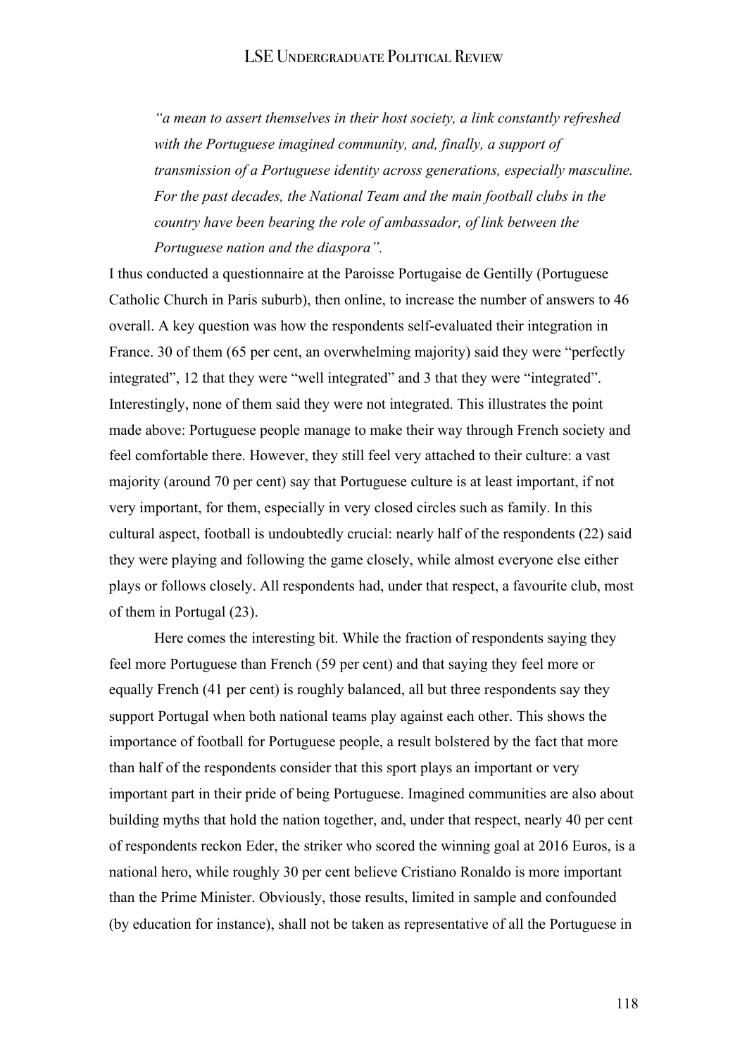> *"a mean to assert themselves in their host society, a link constantly refreshed with the Portuguese imagined community, and, finally, a support of transmission of a Portuguese identity across generations, especially masculine. For the past decades, the National Team and the main football clubs in the country have been bearing the role of ambassador, of link between the Portuguese nation and the diaspora".*

I thus conducted a questionnaire at the Paroisse Portugaise de Gentilly (Portuguese Catholic Church in Paris suburb), then online, to increase the number of answers to 46 overall. A key question was how the respondents self-evaluated their integration in France. 30 of them (65 per cent, an overwhelming majority) said they were "perfectly integrated", 12 that they were "well integrated" and 3 that they were "integrated". Interestingly, none of them said they were not integrated. This illustrates the point made above: Portuguese people manage to make their way through French society and feel comfortable there. However, they still feel very attached to their culture: a vast majority (around 70 per cent) say that Portuguese culture is at least important, if not very important, for them, especially in very closed circles such as family. In this cultural aspect, football is undoubtedly crucial: nearly half of the respondents (22) said they were playing and following the game closely, while almost everyone else either plays or follows closely. All respondents had, under that respect, a favourite club, most of them in Portugal (23).

Here comes the interesting bit. While the fraction of respondents saying they feel more Portuguese than French (59 per cent) and that saying they feel more or equally French (41 per cent) is roughly balanced, all but three respondents say they support Portugal when both national teams play against each other. This shows the importance of football for Portuguese people, a result bolstered by the fact that more than half of the respondents consider that this sport plays an important or very important part in their pride of being Portuguese. Imagined communities are also about building myths that hold the nation together, and, under that respect, nearly 40 per cent of respondents reckon Eder, the striker who scored the winning goal at 2016 Euros, is a national hero, while roughly 30 per cent believe Cristiano Ronaldo is more important than the Prime Minister. Obviously, those results, limited in sample and confounded (by education for instance), shall not be taken as representative of all the Portuguese in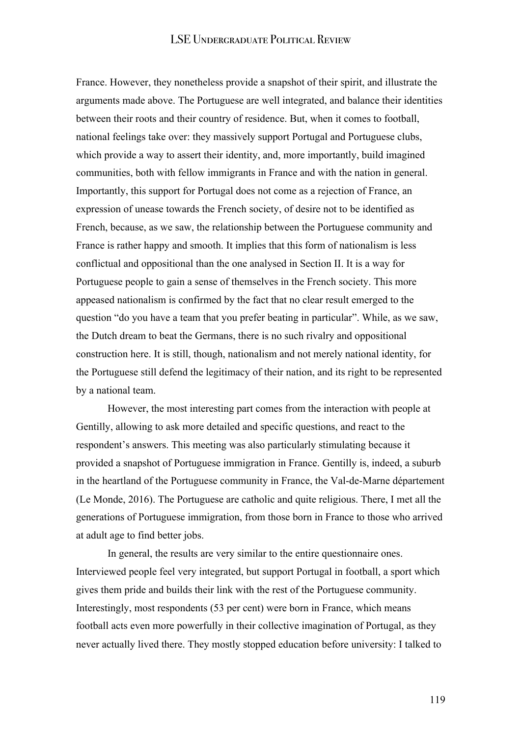France. However, they nonetheless provide a snapshot of their spirit, and illustrate the arguments made above. The Portuguese are well integrated, and balance their identities between their roots and their country of residence. But, when it comes to football, national feelings take over: they massively support Portugal and Portuguese clubs, which provide a way to assert their identity, and, more importantly, build imagined communities, both with fellow immigrants in France and with the nation in general. Importantly, this support for Portugal does not come as a rejection of France, an expression of unease towards the French society, of desire not to be identified as French, because, as we saw, the relationship between the Portuguese community and France is rather happy and smooth. It implies that this form of nationalism is less conflictual and oppositional than the one analysed in Section II. It is a way for Portuguese people to gain a sense of themselves in the French society. This more appeased nationalism is confirmed by the fact that no clear result emerged to the question "do you have a team that you prefer beating in particular". While, as we saw, the Dutch dream to beat the Germans, there is no such rivalry and oppositional construction here. It is still, though, nationalism and not merely national identity, for the Portuguese still defend the legitimacy of their nation, and its right to be represented by a national team.

However, the most interesting part comes from the interaction with people at Gentilly, allowing to ask more detailed and specific questions, and react to the respondent's answers. This meeting was also particularly stimulating because it provided a snapshot of Portuguese immigration in France. Gentilly is, indeed, a suburb in the heartland of the Portuguese community in France, the Val-de-Marne département (Le Monde, 2016). The Portuguese are catholic and quite religious. There, I met all the generations of Portuguese immigration, from those born in France to those who arrived at adult age to find better jobs.

In general, the results are very similar to the entire questionnaire ones. Interviewed people feel very integrated, but support Portugal in football, a sport which gives them pride and builds their link with the rest of the Portuguese community. Interestingly, most respondents (53 per cent) were born in France, which means football acts even more powerfully in their collective imagination of Portugal, as they never actually lived there. They mostly stopped education before university: I talked to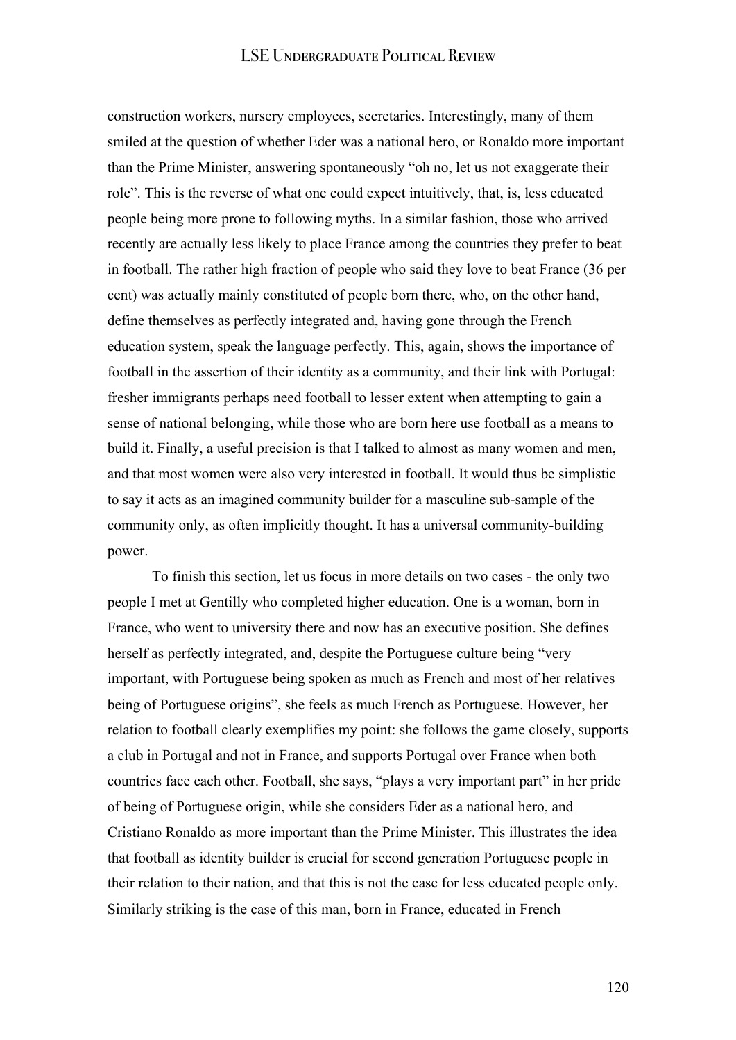construction workers, nursery employees, secretaries. Interestingly, many of them smiled at the question of whether Eder was a national hero, or Ronaldo more important than the Prime Minister, answering spontaneously "oh no, let us not exaggerate their role". This is the reverse of what one could expect intuitively, that, is, less educated people being more prone to following myths. In a similar fashion, those who arrived recently are actually less likely to place France among the countries they prefer to beat in football. The rather high fraction of people who said they love to beat France (36 per cent) was actually mainly constituted of people born there, who, on the other hand, define themselves as perfectly integrated and, having gone through the French education system, speak the language perfectly. This, again, shows the importance of football in the assertion of their identity as a community, and their link with Portugal: fresher immigrants perhaps need football to lesser extent when attempting to gain a sense of national belonging, while those who are born here use football as a means to build it. Finally, a useful precision is that I talked to almost as many women and men, and that most women were also very interested in football. It would thus be simplistic to say it acts as an imagined community builder for a masculine sub-sample of the community only, as often implicitly thought. It has a universal community-building power.

To finish this section, let us focus in more details on two cases - the only two people I met at Gentilly who completed higher education. One is a woman, born in France, who went to university there and now has an executive position. She defines herself as perfectly integrated, and, despite the Portuguese culture being "very important, with Portuguese being spoken as much as French and most of her relatives being of Portuguese origins", she feels as much French as Portuguese. However, her relation to football clearly exemplifies my point: she follows the game closely, supports a club in Portugal and not in France, and supports Portugal over France when both countries face each other. Football, she says, "plays a very important part" in her pride of being of Portuguese origin, while she considers Eder as a national hero, and Cristiano Ronaldo as more important than the Prime Minister. This illustrates the idea that football as identity builder is crucial for second generation Portuguese people in their relation to their nation, and that this is not the case for less educated people only. Similarly striking is the case of this man, born in France, educated in French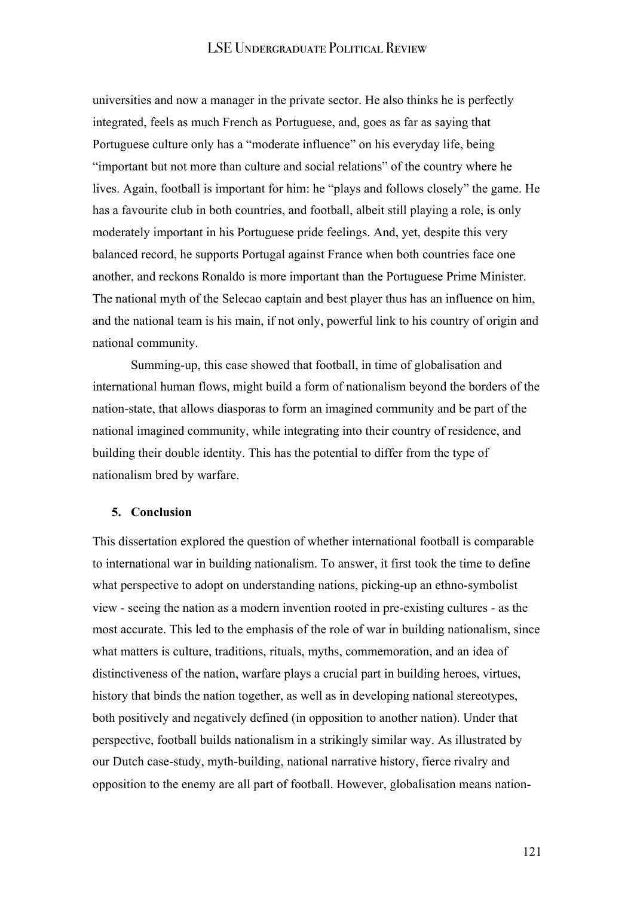universities and now a manager in the private sector. He also thinks he is perfectly integrated, feels as much French as Portuguese, and, goes as far as saying that Portuguese culture only has a "moderate influence" on his everyday life, being "important but not more than culture and social relations" of the country where he lives. Again, football is important for him: he "plays and follows closely" the game. He has a favourite club in both countries, and football, albeit still playing a role, is only moderately important in his Portuguese pride feelings. And, yet, despite this very balanced record, he supports Portugal against France when both countries face one another, and reckons Ronaldo is more important than the Portuguese Prime Minister. The national myth of the Selecao captain and best player thus has an influence on him, and the national team is his main, if not only, powerful link to his country of origin and national community.

Summing-up, this case showed that football, in time of globalisation and international human flows, might build a form of nationalism beyond the borders of the nation-state, that allows diasporas to form an imagined community and be part of the national imagined community, while integrating into their country of residence, and building their double identity. This has the potential to differ from the type of nationalism bred by warfare.

## 5. Conclusion

This dissertation explored the question of whether international football is comparable to international war in building nationalism. To answer, it first took the time to define what perspective to adopt on understanding nations, picking-up an ethno-symbolist view - seeing the nation as a modern invention rooted in pre-existing cultures - as the most accurate. This led to the emphasis of the role of war in building nationalism, since what matters is culture, traditions, rituals, myths, commemoration, and an idea of distinctiveness of the nation, warfare plays a crucial part in building heroes, virtues, history that binds the nation together, as well as in developing national stereotypes, both positively and negatively defined (in opposition to another nation). Under that perspective, football builds nationalism in a strikingly similar way. As illustrated by our Dutch case-study, myth-building, national narrative history, fierce rivalry and opposition to the enemy are all part of football. However, globalisation means nation-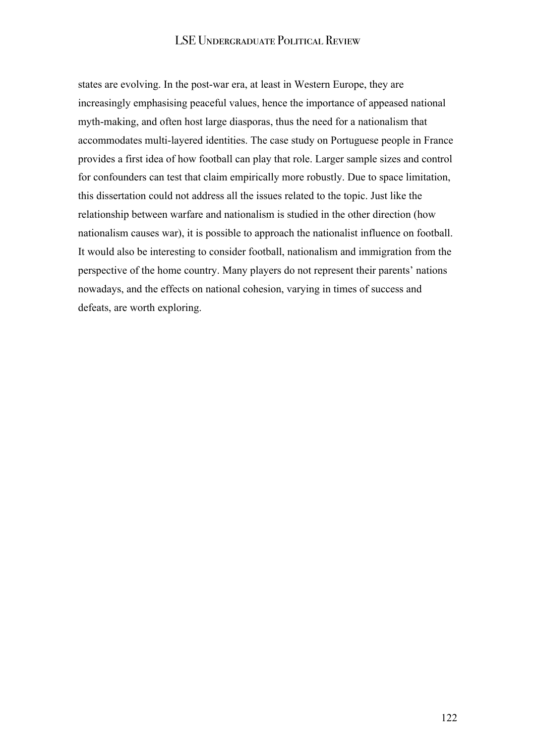states are evolving. In the post-war era, at least in Western Europe, they are increasingly emphasising peaceful values, hence the importance of appeased national myth-making, and often host large diasporas, thus the need for a nationalism that accommodates multi-layered identities. The case study on Portuguese people in France provides a first idea of how football can play that role. Larger sample sizes and control for confounders can test that claim empirically more robustly. Due to space limitation, this dissertation could not address all the issues related to the topic. Just like the relationship between warfare and nationalism is studied in the other direction (how nationalism causes war), it is possible to approach the nationalist influence on football. It would also be interesting to consider football, nationalism and immigration from the perspective of the home country. Many players do not represent their parents' nations nowadays, and the effects on national cohesion, varying in times of success and defeats, are worth exploring.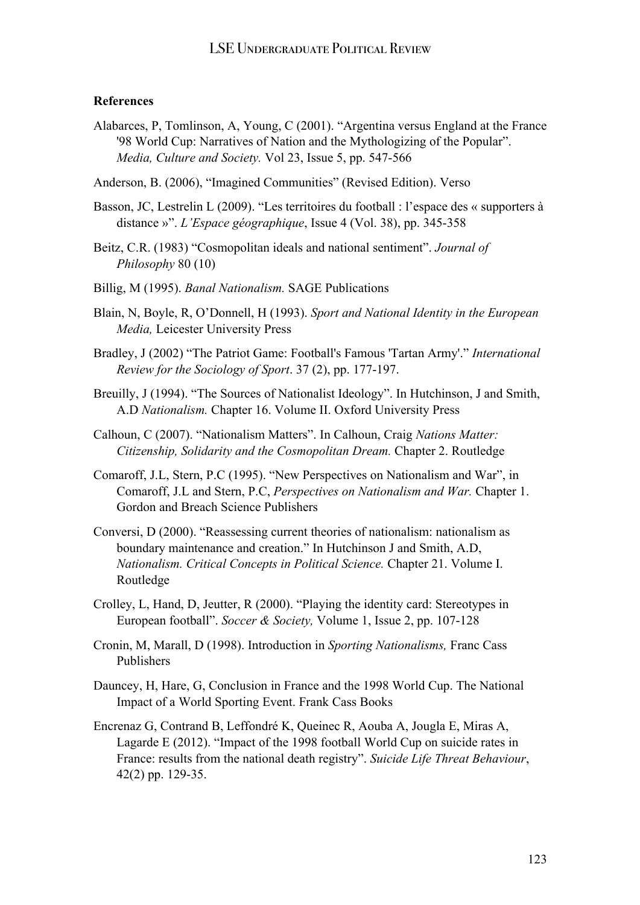**References**

Alabarces, P, Tomlinson, A, Young, C (2001). "Argentina versus England at the France '98 World Cup: Narratives of Nation and the Mythologizing of the Popular". *Media, Culture and Society.* Vol 23, Issue 5, pp. 547-566

Anderson, B. (2006), "Imagined Communities" (Revised Edition). Verso

Basson, JC, Lestrelin L (2009). "Les territoires du football : l'espace des « supporters à distance »". *L'Espace géographique*, Issue 4 (Vol. 38), pp. 345-358

Beitz, C.R. (1983) "Cosmopolitan ideals and national sentiment". *Journal of Philosophy* 80 (10)

Billig, M (1995). *Banal Nationalism.* SAGE Publications

Blain, N, Boyle, R, O'Donnell, H (1993). *Sport and National Identity in the European Media,* Leicester University Press

Bradley, J (2002) "The Patriot Game: Football's Famous 'Tartan Army'." *International Review for the Sociology of Sport*. 37 (2), pp. 177-197.

Breuilly, J (1994). "The Sources of Nationalist Ideology". In Hutchinson, J and Smith, A.D *Nationalism.* Chapter 16. Volume II. Oxford University Press

Calhoun, C (2007). "Nationalism Matters". In Calhoun, Craig *Nations Matter: Citizenship, Solidarity and the Cosmopolitan Dream.* Chapter 2. Routledge

Comaroff, J.L, Stern, P.C (1995). "New Perspectives on Nationalism and War", in Comaroff, J.L and Stern, P.C, *Perspectives on Nationalism and War.* Chapter 1. Gordon and Breach Science Publishers

Conversi, D (2000). "Reassessing current theories of nationalism: nationalism as boundary maintenance and creation." In Hutchinson J and Smith, A.D, *Nationalism. Critical Concepts in Political Science.* Chapter 21. Volume I. Routledge

Crolley, L, Hand, D, Jeutter, R (2000). "Playing the identity card: Stereotypes in European football". *Soccer & Society,* Volume 1, Issue 2, pp. 107-128

Cronin, M, Marall, D (1998). Introduction in *Sporting Nationalisms,* Franc Cass Publishers

Dauncey, H, Hare, G, Conclusion in France and the 1998 World Cup. The National Impact of a World Sporting Event. Frank Cass Books

Encrenaz G, Contrand B, Leffondré K, Queinec R, Aouba A, Jougla E, Miras A, Lagarde E (2012). "Impact of the 1998 football World Cup on suicide rates in France: results from the national death registry". *Suicide Life Threat Behaviour*, 42(2) pp. 129-35.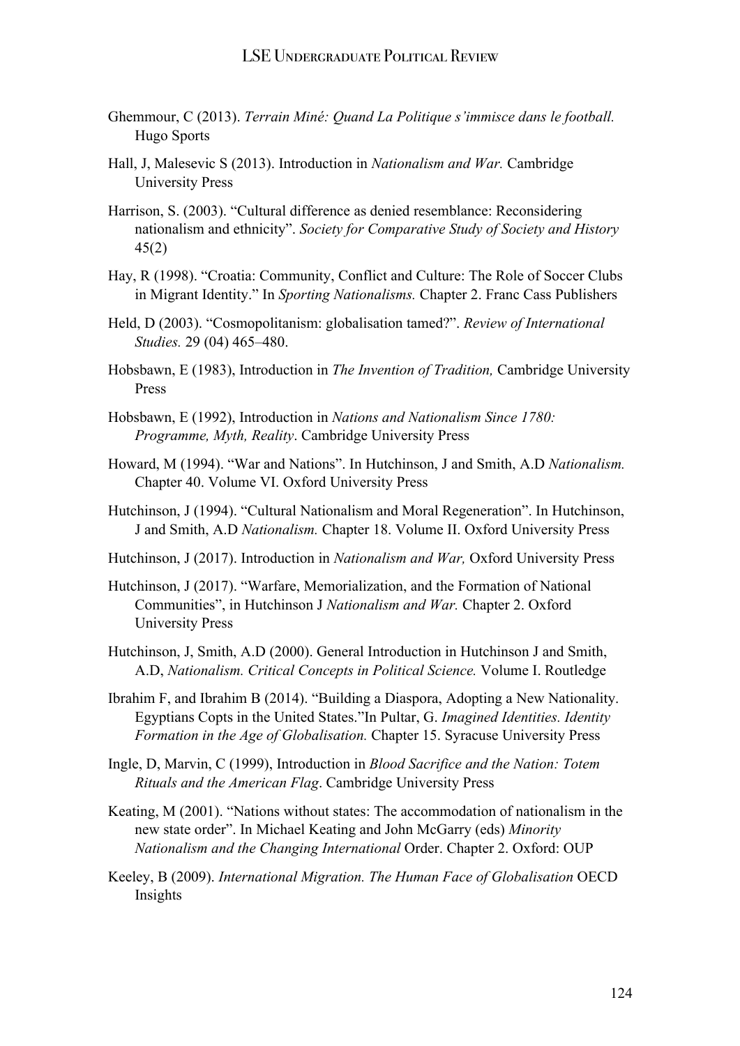Ghemmour, C (2013). *Terrain Miné: Quand La Politique s'immisce dans le football.* Hugo Sports

Hall, J, Malesevic S (2013). Introduction in *Nationalism and War.* Cambridge University Press

Harrison, S. (2003). "Cultural difference as denied resemblance: Reconsidering nationalism and ethnicity". *Society for Comparative Study of Society and History* 45(2)

Hay, R (1998). "Croatia: Community, Conflict and Culture: The Role of Soccer Clubs in Migrant Identity." In *Sporting Nationalisms.* Chapter 2. Franc Cass Publishers

Held, D (2003). "Cosmopolitanism: globalisation tamed?". *Review of International Studies.* 29 (04) 465–480.

Hobsbawn, E (1983), Introduction in *The Invention of Tradition,* Cambridge University Press

Hobsbawn, E (1992), Introduction in *Nations and Nationalism Since 1780: Programme, Myth, Reality*. Cambridge University Press

Howard, M (1994). "War and Nations". In Hutchinson, J and Smith, A.D *Nationalism.* Chapter 40. Volume VI. Oxford University Press

Hutchinson, J (1994). "Cultural Nationalism and Moral Regeneration". In Hutchinson, J and Smith, A.D *Nationalism.* Chapter 18. Volume II. Oxford University Press

Hutchinson, J (2017). Introduction in *Nationalism and War,* Oxford University Press

Hutchinson, J (2017). "Warfare, Memorialization, and the Formation of National Communities", in Hutchinson J *Nationalism and War.* Chapter 2. Oxford University Press

Hutchinson, J, Smith, A.D (2000). General Introduction in Hutchinson J and Smith, A.D, *Nationalism. Critical Concepts in Political Science.* Volume I. Routledge

Ibrahim F, and Ibrahim B (2014). "Building a Diaspora, Adopting a New Nationality. Egyptians Copts in the United States."In Pultar, G. *Imagined Identities. Identity Formation in the Age of Globalisation.* Chapter 15. Syracuse University Press

Ingle, D, Marvin, C (1999), Introduction in *Blood Sacrifice and the Nation: Totem Rituals and the American Flag*. Cambridge University Press

Keating, M (2001). "Nations without states: The accommodation of nationalism in the new state order". In Michael Keating and John McGarry (eds) *Minority Nationalism and the Changing International* Order. Chapter 2. Oxford: OUP

Keeley, B (2009). *International Migration. The Human Face of Globalisation* OECD Insights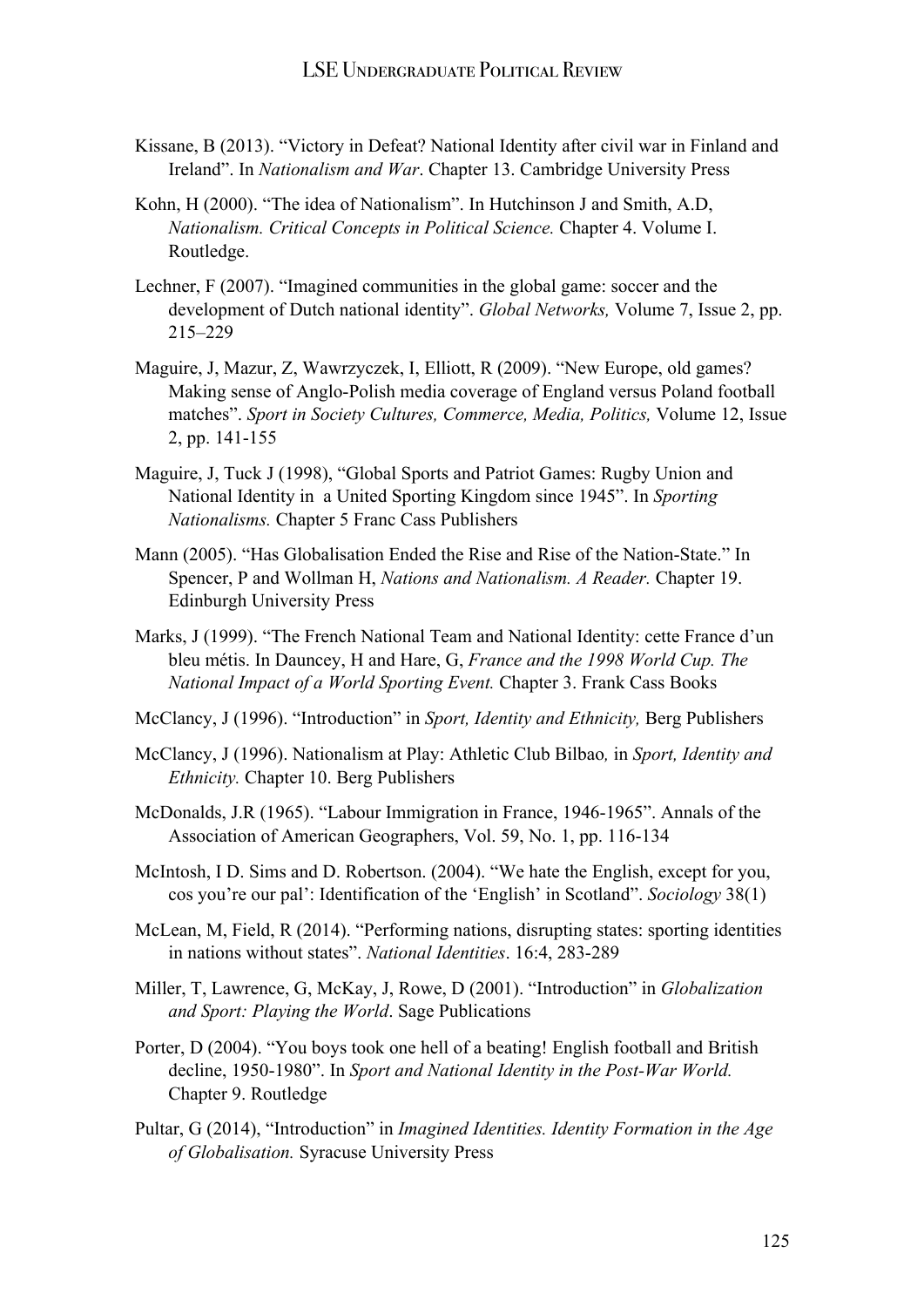Kissane, B (2013). "Victory in Defeat? National Identity after civil war in Finland and Ireland". In *Nationalism and War*. Chapter 13. Cambridge University Press

Kohn, H (2000). "The idea of Nationalism". In Hutchinson J and Smith, A.D, *Nationalism. Critical Concepts in Political Science.* Chapter 4. Volume I. Routledge.

Lechner, F (2007). "Imagined communities in the global game: soccer and the development of Dutch national identity". *Global Networks,* Volume 7, Issue 2, pp. 215–229

Maguire, J, Mazur, Z, Wawrzyczek, I, Elliott, R (2009). "New Europe, old games? Making sense of Anglo-Polish media coverage of England versus Poland football matches". *Sport in Society Cultures, Commerce, Media, Politics,* Volume 12, Issue 2, pp. 141-155

Maguire, J, Tuck J (1998), "Global Sports and Patriot Games: Rugby Union and National Identity in a United Sporting Kingdom since 1945". In *Sporting Nationalisms.* Chapter 5 Franc Cass Publishers

Mann (2005). "Has Globalisation Ended the Rise and Rise of the Nation-State." In Spencer, P and Wollman H, *Nations and Nationalism. A Reader.* Chapter 19. Edinburgh University Press

Marks, J (1999). "The French National Team and National Identity: cette France d'un bleu métis. In Dauncey, H and Hare, G, *France and the 1998 World Cup. The National Impact of a World Sporting Event.* Chapter 3. Frank Cass Books

McClancy, J (1996). "Introduction" in *Sport, Identity and Ethnicity,* Berg Publishers

McClancy, J (1996). Nationalism at Play: Athletic Club Bilbao*,* in *Sport, Identity and Ethnicity.* Chapter 10. Berg Publishers

McDonalds, J.R (1965). "Labour Immigration in France, 1946-1965". Annals of the Association of American Geographers, Vol. 59, No. 1, pp. 116-134

McIntosh, I D. Sims and D. Robertson. (2004). "We hate the English, except for you, cos you're our pal': Identification of the 'English' in Scotland". *Sociology* 38(1)

McLean, M, Field, R (2014). "Performing nations, disrupting states: sporting identities in nations without states". *National Identities*. 16:4, 283-289

Miller, T, Lawrence, G, McKay, J, Rowe, D (2001). "Introduction" in *Globalization and Sport: Playing the World*. Sage Publications

Porter, D (2004). "You boys took one hell of a beating! English football and British decline, 1950-1980". In *Sport and National Identity in the Post-War World.* Chapter 9. Routledge

Pultar, G (2014), "Introduction" in *Imagined Identities. Identity Formation in the Age of Globalisation.* Syracuse University Press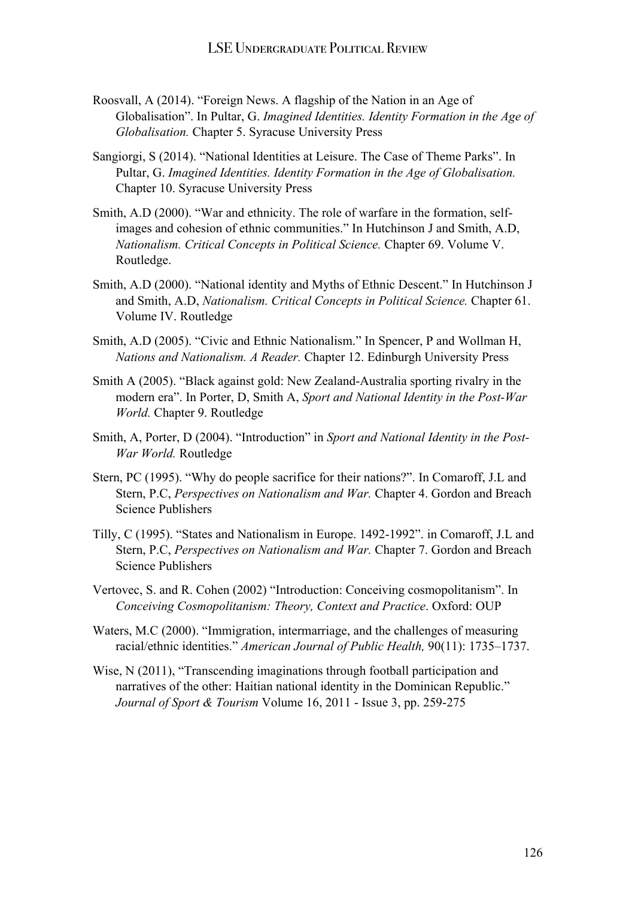Roosvall, A (2014). "Foreign News. A flagship of the Nation in an Age of Globalisation". In Pultar, G. *Imagined Identities. Identity Formation in the Age of Globalisation.* Chapter 5. Syracuse University Press

Sangiorgi, S (2014). "National Identities at Leisure. The Case of Theme Parks". In Pultar, G. *Imagined Identities. Identity Formation in the Age of Globalisation.* Chapter 10. Syracuse University Press

Smith, A.D (2000). "War and ethnicity. The role of warfare in the formation, self-images and cohesion of ethnic communities." In Hutchinson J and Smith, A.D, *Nationalism. Critical Concepts in Political Science.* Chapter 69. Volume V. Routledge.

Smith, A.D (2000). "National identity and Myths of Ethnic Descent." In Hutchinson J and Smith, A.D, *Nationalism. Critical Concepts in Political Science.* Chapter 61. Volume IV. Routledge

Smith, A.D (2005). "Civic and Ethnic Nationalism." In Spencer, P and Wollman H, *Nations and Nationalism. A Reader.* Chapter 12. Edinburgh University Press

Smith A (2005). "Black against gold: New Zealand-Australia sporting rivalry in the modern era". In Porter, D, Smith A, *Sport and National Identity in the Post-War World.* Chapter 9. Routledge

Smith, A, Porter, D (2004). "Introduction" in *Sport and National Identity in the Post-War World.* Routledge

Stern, PC (1995). "Why do people sacrifice for their nations?". In Comaroff, J.L and Stern, P.C, *Perspectives on Nationalism and War.* Chapter 4. Gordon and Breach Science Publishers

Tilly, C (1995). "States and Nationalism in Europe. 1492-1992". in Comaroff, J.L and Stern, P.C, *Perspectives on Nationalism and War.* Chapter 7. Gordon and Breach Science Publishers

Vertovec, S. and R. Cohen (2002) "Introduction: Conceiving cosmopolitanism". In *Conceiving Cosmopolitanism: Theory, Context and Practice*. Oxford: OUP

Waters, M.C (2000). "Immigration, intermarriage, and the challenges of measuring racial/ethnic identities." *American Journal of Public Health,* 90(11): 1735–1737.

Wise, N (2011), "Transcending imaginations through football participation and narratives of the other: Haitian national identity in the Dominican Republic." *Journal of Sport & Tourism* Volume 16, 2011 - Issue 3, pp. 259-275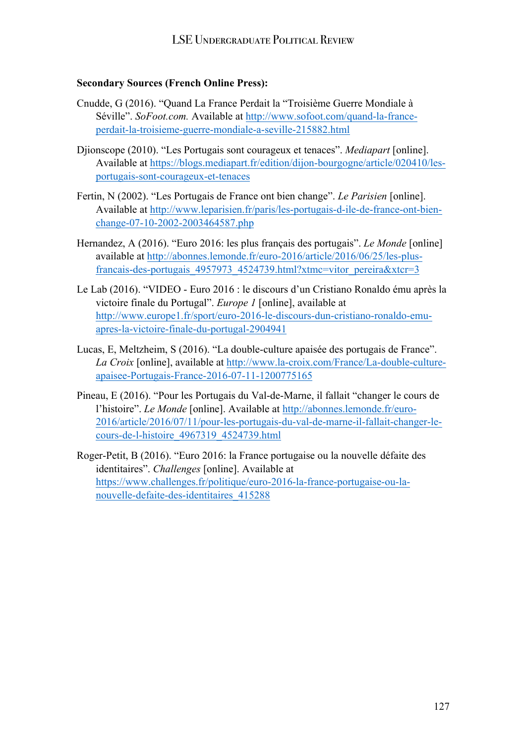**Secondary Sources (French Online Press):**

Cnudde, G (2016). “Quand La France Perdait la “Troisième Guerre Mondiale à Séville”. *SoFoot.com.* Available at http://www.sofoot.com/quand-la-france-perdait-la-troisieme-guerre-mondiale-a-seville-215882.html

Djionscope (2010). “Les Portugais sont courageux et tenaces”. *Mediapart* [online]. Available at https://blogs.mediapart.fr/edition/dijon-bourgogne/article/020410/les-portugais-sont-courageux-et-tenaces

Fertin, N (2002). “Les Portugais de France ont bien change”. *Le Parisien* [online]. Available at http://www.leparisien.fr/paris/les-portugais-d-ile-de-france-ont-bien-change-07-10-2002-2003464587.php

Hernandez, A (2016). “Euro 2016: les plus français des portugais”. *Le Monde* [online] available at http://abonnes.lemonde.fr/euro-2016/article/2016/06/25/les-plus-francais-des-portugais_4957973_4524739.html?xtmc=vitor_pereira&xtcr=3

Le Lab (2016). “VIDEO - Euro 2016 : le discours d’un Cristiano Ronaldo ému après la victoire finale du Portugal”. *Europe 1* [online], available at http://www.europe1.fr/sport/euro-2016-le-discours-dun-cristiano-ronaldo-emu-apres-la-victoire-finale-du-portugal-2904941

Lucas, E, Meltzheim, S (2016). “La double-culture apaisée des portugais de France”. *La Croix* [online], available at http://www.la-croix.com/France/La-double-culture-apaisee-Portugais-France-2016-07-11-1200775165

Pineau, E (2016). “Pour les Portugais du Val-de-Marne, il fallait “changer le cours de l’histoire”. *Le Monde* [online]. Available at http://abonnes.lemonde.fr/euro-2016/article/2016/07/11/pour-les-portugais-du-val-de-marne-il-fallait-changer-le-cours-de-l-histoire_4967319_4524739.html

Roger-Petit, B (2016). “Euro 2016: la France portugaise ou la nouvelle défaite des identitaires”. *Challenges* [online]. Available at https://www.challenges.fr/politique/euro-2016-la-france-portugaise-ou-la-nouvelle-defaite-des-identitaires_415288